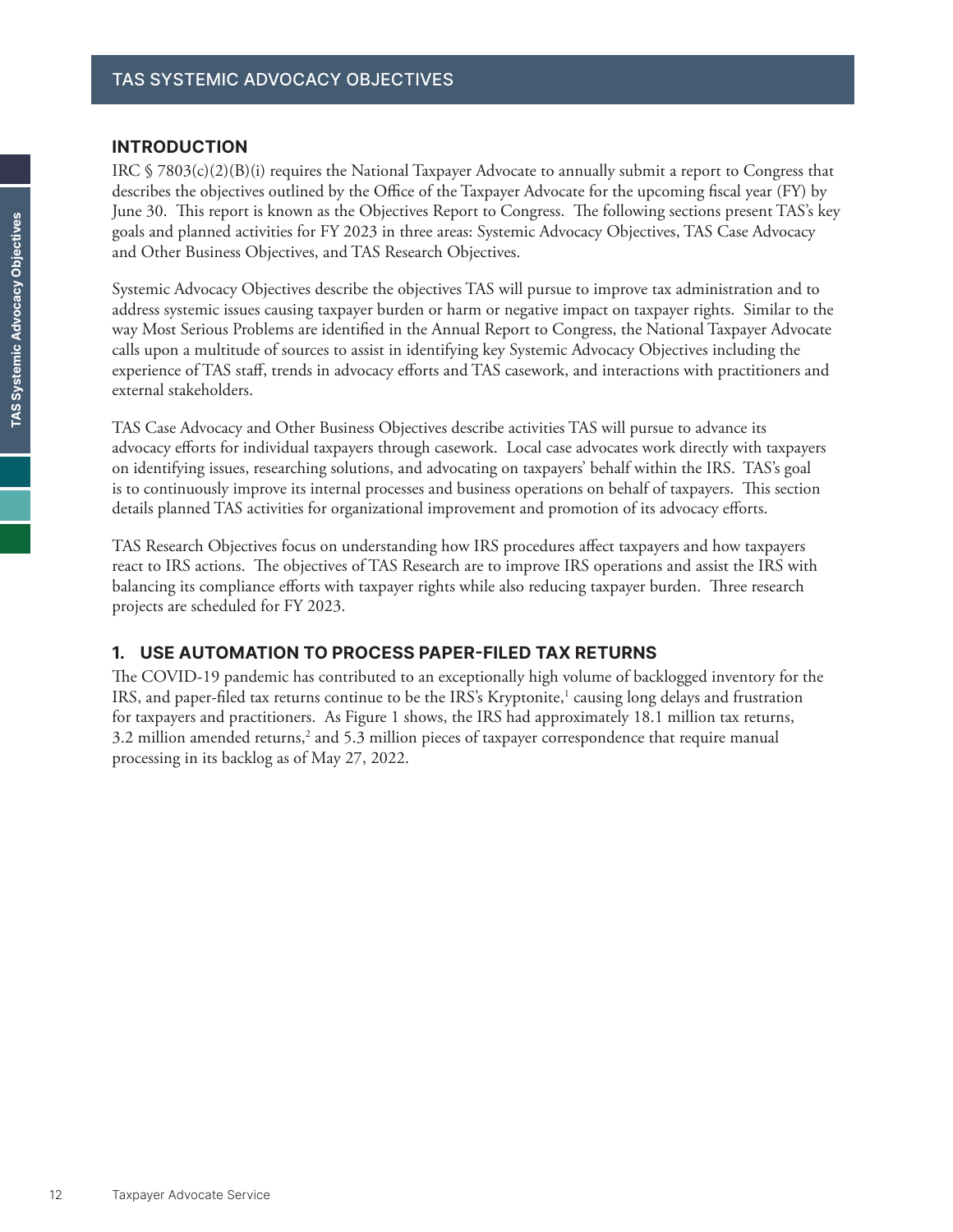# TAS SYSTEMIC ADVOCACY OBJECTIVES

## INTRODUCTION

IRC § 7803(c)(2)(B)(i) requires the National Taxpayer Advocate to annually submit a report to Congress that describes the objectives outlined by the Office of the Taxpayer Advocate for the upcoming fiscal year (FY) by June 30. This report is known as the Objectives Report to Congress. The following sections present TAS's key goals and planned activities for FY 2023 in three areas: Systemic Advocacy Objectives, TAS Case Advocacy and Other Business Objectives, and TAS Research Objectives.

Systemic Advocacy Objectives describe the objectives TAS will pursue to improve tax administration and to address systemic issues causing taxpayer burden or harm or negative impact on taxpayer rights. Similar to the way Most Serious Problems are identified in the Annual Report to Congress, the National Taxpayer Advocate calls upon a multitude of sources to assist in identifying key Systemic Advocacy Objectives including the experience of TAS staff, trends in advocacy efforts and TAS casework, and interactions with practitioners and external stakeholders.

TAS Case Advocacy and Other Business Objectives describe activities TAS will pursue to advance its advocacy efforts for individual taxpayers through casework. Local case advocates work directly with taxpayers on identifying issues, researching solutions, and advocating on taxpayers' behalf within the IRS. TAS's goal is to continuously improve its internal processes and business operations on behalf of taxpayers. This section details planned TAS activities for organizational improvement and promotion of its advocacy efforts.

TAS Research Objectives focus on understanding how IRS procedures affect taxpayers and how taxpayers react to IRS actions. The objectives of TAS Research are to improve IRS operations and assist the IRS with balancing its compliance efforts with taxpayer rights while also reducing taxpayer burden. Three research projects are scheduled for FY 2023.

## 1. USE AUTOMATION TO PROCESS PAPER-FILED TAX RETURNS

The COVID-19 pandemic has contributed to an exceptionally high volume of backlogged inventory for the IRS, and paper-filed tax returns continue to be the IRS's Kryptonite,[1] causing long delays and frustration for taxpayers and practitioners. As Figure 1 shows, the IRS had approximately 18.1 million tax returns, 3.2 million amended returns,[2] and 5.3 million pieces of taxpayer correspondence that require manual processing in its backlog as of May 27, 2022.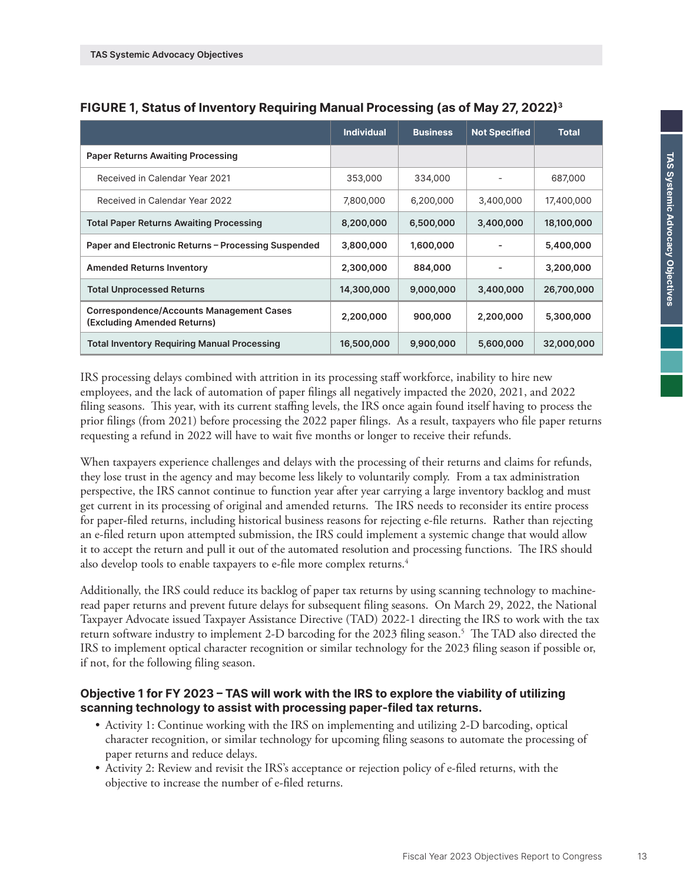**FIGURE 1, Status of Inventory Requiring Manual Processing (as of May 27, 2022)[3]**

| | Individual | Business | Not Specified | Total |
|---|---|---|---|---|
| **Paper Returns Awaiting Processing** | | | | |
| Received in Calendar Year 2021 | 353,000 | 334,000 | - | 687,000 |
| Received in Calendar Year 2022 | 7,800,000 | 6,200,000 | 3,400,000 | 17,400,000 |
| **Total Paper Returns Awaiting Processing** | **8,200,000** | **6,500,000** | **3,400,000** | **18,100,000** |
| **Paper and Electronic Returns – Processing Suspended** | **3,800,000** | **1,600,000** | **-** | **5,400,000** |
| **Amended Returns Inventory** | **2,300,000** | **884,000** | **-** | **3,200,000** |
| **Total Unprocessed Returns** | **14,300,000** | **9,000,000** | **3,400,000** | **26,700,000** |
| **Correspondence/Accounts Management Cases (Excluding Amended Returns)** | **2,200,000** | **900,000** | **2,200,000** | **5,300,000** |
| **Total Inventory Requiring Manual Processing** | **16,500,000** | **9,900,000** | **5,600,000** | **32,000,000** |

IRS processing delays combined with attrition in its processing staff workforce, inability to hire new employees, and the lack of automation of paper filings all negatively impacted the 2020, 2021, and 2022 filing seasons. This year, with its current staffing levels, the IRS once again found itself having to process the prior filings (from 2021) before processing the 2022 paper filings. As a result, taxpayers who file paper returns requesting a refund in 2022 will have to wait five months or longer to receive their refunds.

When taxpayers experience challenges and delays with the processing of their returns and claims for refunds, they lose trust in the agency and may become less likely to voluntarily comply. From a tax administration perspective, the IRS cannot continue to function year after year carrying a large inventory backlog and must get current in its processing of original and amended returns. The IRS needs to reconsider its entire process for paper-filed returns, including historical business reasons for rejecting e-file returns. Rather than rejecting an e-filed return upon attempted submission, the IRS could implement a systemic change that would allow it to accept the return and pull it out of the automated resolution and processing functions. The IRS should also develop tools to enable taxpayers to e-file more complex returns.[4]

Additionally, the IRS could reduce its backlog of paper tax returns by using scanning technology to machine-read paper returns and prevent future delays for subsequent filing seasons. On March 29, 2022, the National Taxpayer Advocate issued Taxpayer Assistance Directive (TAD) 2022-1 directing the IRS to work with the tax return software industry to implement 2-D barcoding for the 2023 filing season.[5] The TAD also directed the IRS to implement optical character recognition or similar technology for the 2023 filing season if possible or, if not, for the following filing season.

### Objective 1 for FY 2023 – TAS will work with the IRS to explore the viability of utilizing scanning technology to assist with processing paper-filed tax returns.

- Activity 1: Continue working with the IRS on implementing and utilizing 2-D barcoding, optical character recognition, or similar technology for upcoming filing seasons to automate the processing of paper returns and reduce delays.
- Activity 2: Review and revisit the IRS's acceptance or rejection policy of e-filed returns, with the objective to increase the number of e-filed returns.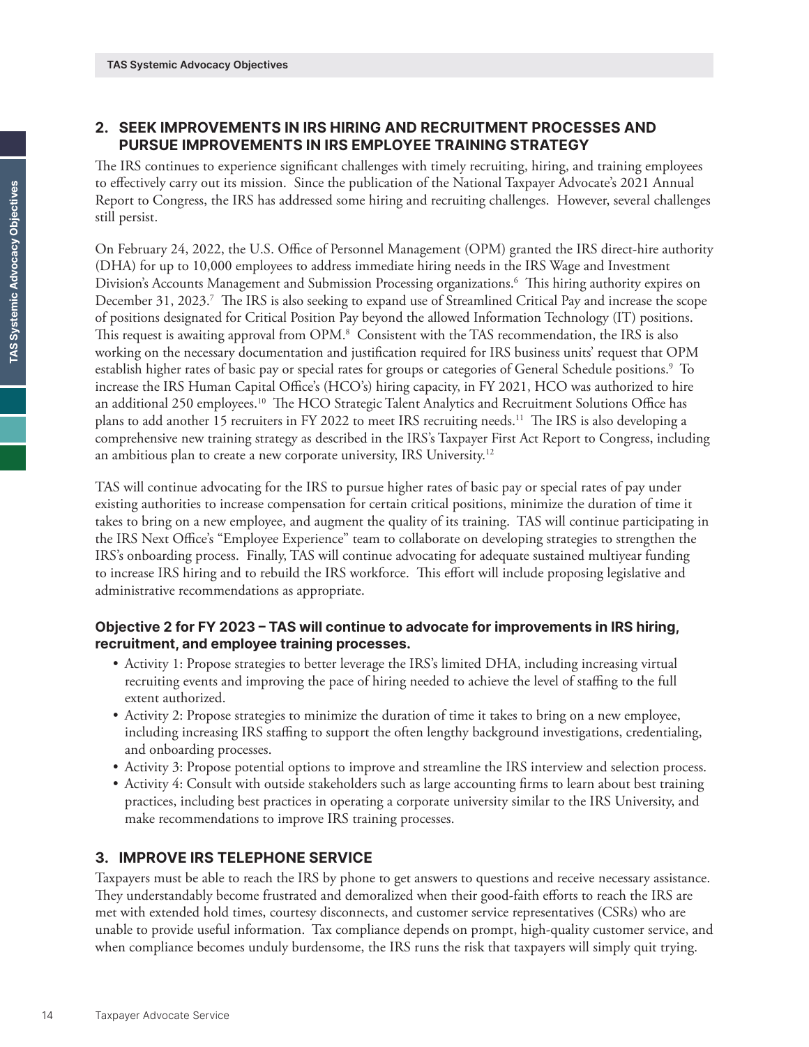## 2. SEEK IMPROVEMENTS IN IRS HIRING AND RECRUITMENT PROCESSES AND PURSUE IMPROVEMENTS IN IRS EMPLOYEE TRAINING STRATEGY

The IRS continues to experience significant challenges with timely recruiting, hiring, and training employees to effectively carry out its mission. Since the publication of the National Taxpayer Advocate's 2021 Annual Report to Congress, the IRS has addressed some hiring and recruiting challenges. However, several challenges still persist.

On February 24, 2022, the U.S. Office of Personnel Management (OPM) granted the IRS direct-hire authority (DHA) for up to 10,000 employees to address immediate hiring needs in the IRS Wage and Investment Division's Accounts Management and Submission Processing organizations.[6] This hiring authority expires on December 31, 2023.[7] The IRS is also seeking to expand use of Streamlined Critical Pay and increase the scope of positions designated for Critical Position Pay beyond the allowed Information Technology (IT) positions. This request is awaiting approval from OPM.[8] Consistent with the TAS recommendation, the IRS is also working on the necessary documentation and justification required for IRS business units' request that OPM establish higher rates of basic pay or special rates for groups or categories of General Schedule positions.[9] To increase the IRS Human Capital Office's (HCO's) hiring capacity, in FY 2021, HCO was authorized to hire an additional 250 employees.[10] The HCO Strategic Talent Analytics and Recruitment Solutions Office has plans to add another 15 recruiters in FY 2022 to meet IRS recruiting needs.[11] The IRS is also developing a comprehensive new training strategy as described in the IRS's Taxpayer First Act Report to Congress, including an ambitious plan to create a new corporate university, IRS University.[12]

TAS will continue advocating for the IRS to pursue higher rates of basic pay or special rates of pay under existing authorities to increase compensation for certain critical positions, minimize the duration of time it takes to bring on a new employee, and augment the quality of its training. TAS will continue participating in the IRS Next Office's "Employee Experience" team to collaborate on developing strategies to strengthen the IRS's onboarding process. Finally, TAS will continue advocating for adequate sustained multiyear funding to increase IRS hiring and to rebuild the IRS workforce. This effort will include proposing legislative and administrative recommendations as appropriate.

### Objective 2 for FY 2023 – TAS will continue to advocate for improvements in IRS hiring, recruitment, and employee training processes.

- Activity 1: Propose strategies to better leverage the IRS's limited DHA, including increasing virtual recruiting events and improving the pace of hiring needed to achieve the level of staffing to the full extent authorized.
- Activity 2: Propose strategies to minimize the duration of time it takes to bring on a new employee, including increasing IRS staffing to support the often lengthy background investigations, credentialing, and onboarding processes.
- Activity 3: Propose potential options to improve and streamline the IRS interview and selection process.
- Activity 4: Consult with outside stakeholders such as large accounting firms to learn about best training practices, including best practices in operating a corporate university similar to the IRS University, and make recommendations to improve IRS training processes.

## 3. IMPROVE IRS TELEPHONE SERVICE

Taxpayers must be able to reach the IRS by phone to get answers to questions and receive necessary assistance. They understandably become frustrated and demoralized when their good-faith efforts to reach the IRS are met with extended hold times, courtesy disconnects, and customer service representatives (CSRs) who are unable to provide useful information. Tax compliance depends on prompt, high-quality customer service, and when compliance becomes unduly burdensome, the IRS runs the risk that taxpayers will simply quit trying.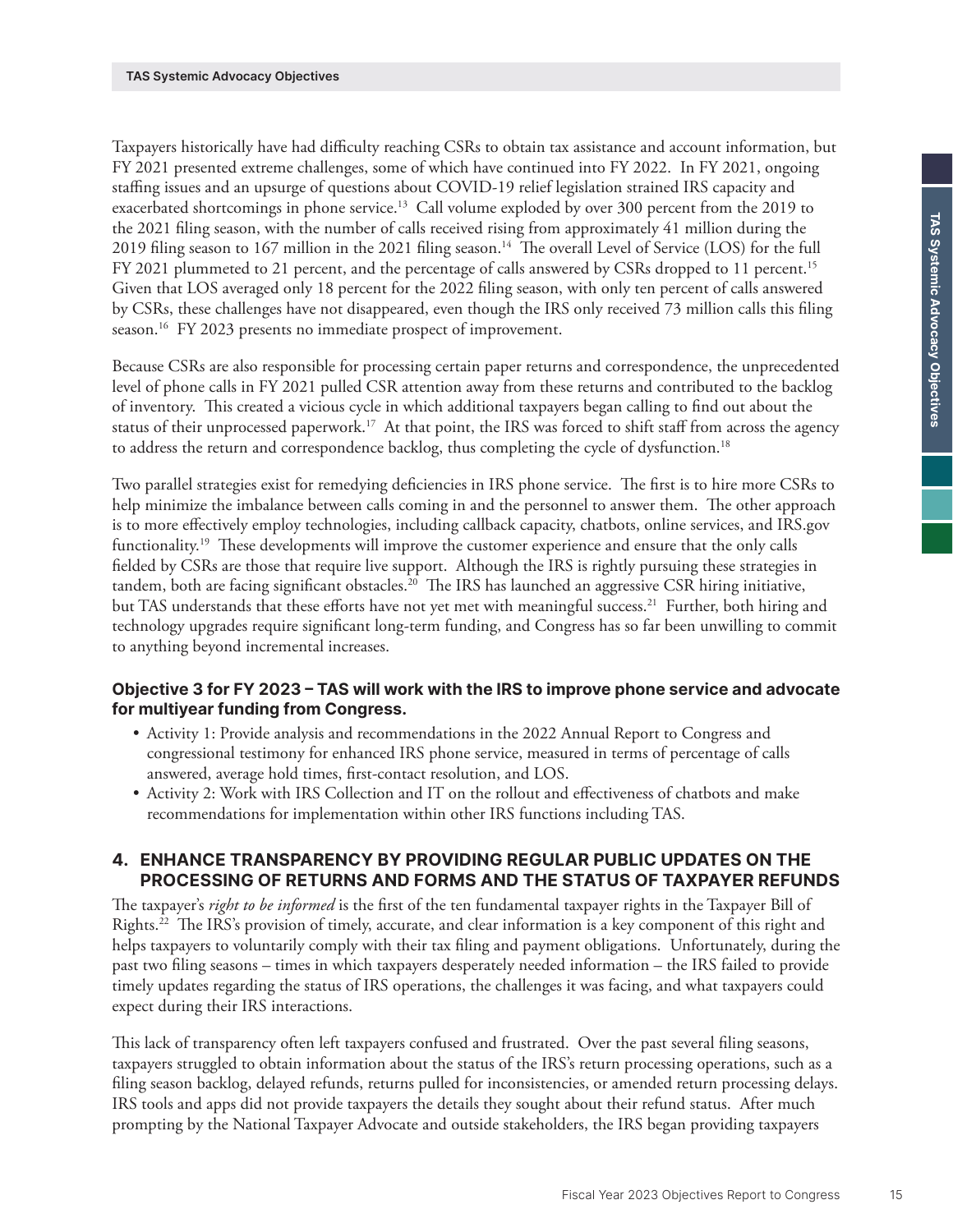Taxpayers historically have had difficulty reaching CSRs to obtain tax assistance and account information, but FY 2021 presented extreme challenges, some of which have continued into FY 2022. In FY 2021, ongoing staffing issues and an upsurge of questions about COVID-19 relief legislation strained IRS capacity and exacerbated shortcomings in phone service.[13] Call volume exploded by over 300 percent from the 2019 to the 2021 filing season, with the number of calls received rising from approximately 41 million during the 2019 filing season to 167 million in the 2021 filing season.[14] The overall Level of Service (LOS) for the full FY 2021 plummeted to 21 percent, and the percentage of calls answered by CSRs dropped to 11 percent.[15] Given that LOS averaged only 18 percent for the 2022 filing season, with only ten percent of calls answered by CSRs, these challenges have not disappeared, even though the IRS only received 73 million calls this filing season.[16] FY 2023 presents no immediate prospect of improvement.

Because CSRs are also responsible for processing certain paper returns and correspondence, the unprecedented level of phone calls in FY 2021 pulled CSR attention away from these returns and contributed to the backlog of inventory. This created a vicious cycle in which additional taxpayers began calling to find out about the status of their unprocessed paperwork.[17] At that point, the IRS was forced to shift staff from across the agency to address the return and correspondence backlog, thus completing the cycle of dysfunction.[18]

Two parallel strategies exist for remedying deficiencies in IRS phone service. The first is to hire more CSRs to help minimize the imbalance between calls coming in and the personnel to answer them. The other approach is to more effectively employ technologies, including callback capacity, chatbots, online services, and IRS.gov functionality.[19] These developments will improve the customer experience and ensure that the only calls fielded by CSRs are those that require live support. Although the IRS is rightly pursuing these strategies in tandem, both are facing significant obstacles.[20] The IRS has launched an aggressive CSR hiring initiative, but TAS understands that these efforts have not yet met with meaningful success.[21] Further, both hiring and technology upgrades require significant long-term funding, and Congress has so far been unwilling to commit to anything beyond incremental increases.

**Objective 3 for FY 2023 – TAS will work with the IRS to improve phone service and advocate for multiyear funding from Congress.**

- Activity 1: Provide analysis and recommendations in the 2022 Annual Report to Congress and congressional testimony for enhanced IRS phone service, measured in terms of percentage of calls answered, average hold times, first-contact resolution, and LOS.
- Activity 2: Work with IRS Collection and IT on the rollout and effectiveness of chatbots and make recommendations for implementation within other IRS functions including TAS.

## 4. ENHANCE TRANSPARENCY BY PROVIDING REGULAR PUBLIC UPDATES ON THE PROCESSING OF RETURNS AND FORMS AND THE STATUS OF TAXPAYER REFUNDS

The taxpayer's *right to be informed* is the first of the ten fundamental taxpayer rights in the Taxpayer Bill of Rights.[22] The IRS's provision of timely, accurate, and clear information is a key component of this right and helps taxpayers to voluntarily comply with their tax filing and payment obligations. Unfortunately, during the past two filing seasons – times in which taxpayers desperately needed information – the IRS failed to provide timely updates regarding the status of IRS operations, the challenges it was facing, and what taxpayers could expect during their IRS interactions.

This lack of transparency often left taxpayers confused and frustrated. Over the past several filing seasons, taxpayers struggled to obtain information about the status of the IRS's return processing operations, such as a filing season backlog, delayed refunds, returns pulled for inconsistencies, or amended return processing delays. IRS tools and apps did not provide taxpayers the details they sought about their refund status. After much prompting by the National Taxpayer Advocate and outside stakeholders, the IRS began providing taxpayers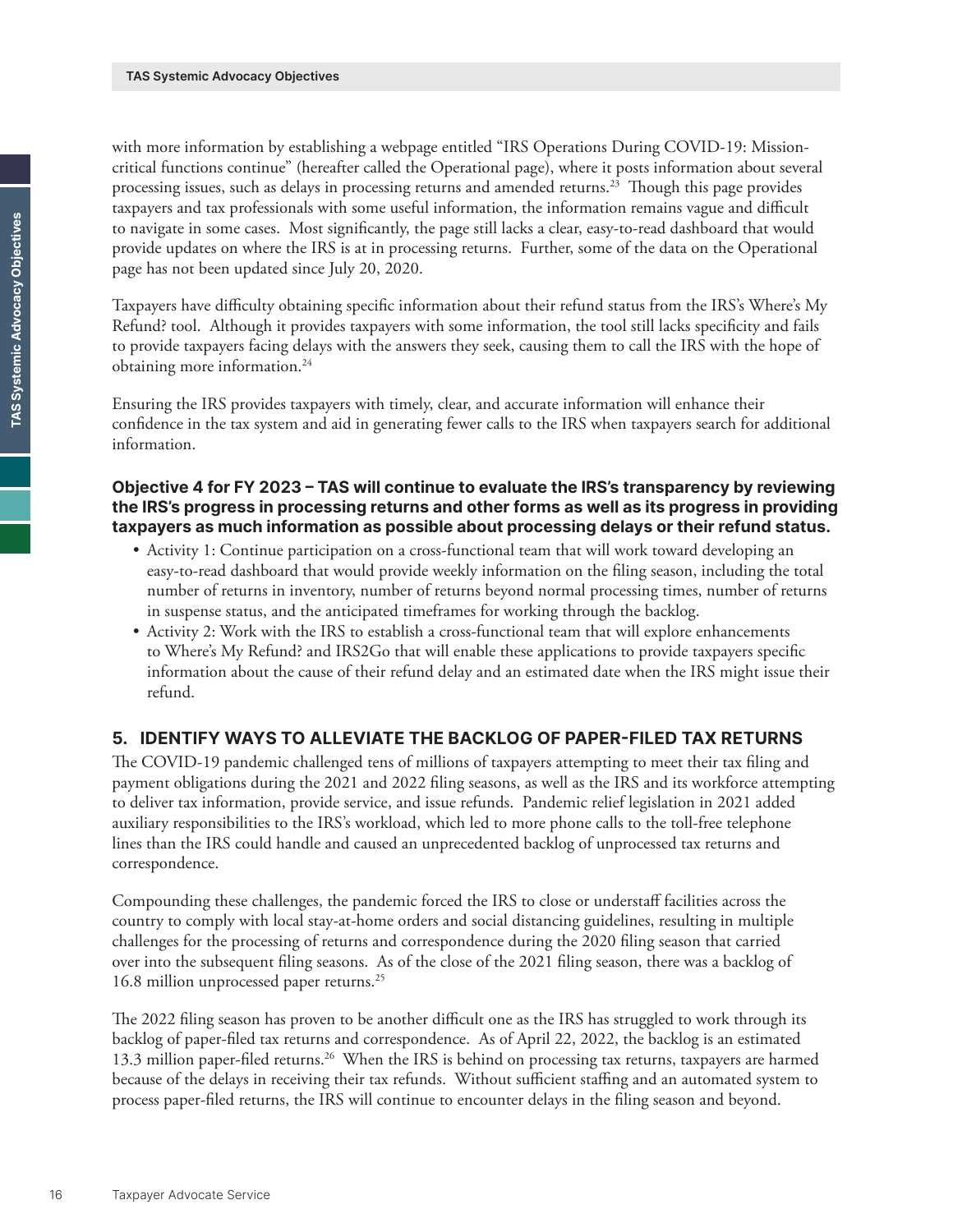with more information by establishing a webpage entitled "IRS Operations During COVID-19: Mission-critical functions continue" (hereafter called the Operational page), where it posts information about several processing issues, such as delays in processing returns and amended returns.[23] Though this page provides taxpayers and tax professionals with some useful information, the information remains vague and difficult to navigate in some cases. Most significantly, the page still lacks a clear, easy-to-read dashboard that would provide updates on where the IRS is at in processing returns. Further, some of the data on the Operational page has not been updated since July 20, 2020.

Taxpayers have difficulty obtaining specific information about their refund status from the IRS's Where's My Refund? tool. Although it provides taxpayers with some information, the tool still lacks specificity and fails to provide taxpayers facing delays with the answers they seek, causing them to call the IRS with the hope of obtaining more information.[24]

Ensuring the IRS provides taxpayers with timely, clear, and accurate information will enhance their confidence in the tax system and aid in generating fewer calls to the IRS when taxpayers search for additional information.

**Objective 4 for FY 2023 – TAS will continue to evaluate the IRS's transparency by reviewing the IRS's progress in processing returns and other forms as well as its progress in providing taxpayers as much information as possible about processing delays or their refund status.**

- Activity 1: Continue participation on a cross-functional team that will work toward developing an easy-to-read dashboard that would provide weekly information on the filing season, including the total number of returns in inventory, number of returns beyond normal processing times, number of returns in suspense status, and the anticipated timeframes for working through the backlog.
- Activity 2: Work with the IRS to establish a cross-functional team that will explore enhancements to Where's My Refund? and IRS2Go that will enable these applications to provide taxpayers specific information about the cause of their refund delay and an estimated date when the IRS might issue their refund.

## 5. IDENTIFY WAYS TO ALLEVIATE THE BACKLOG OF PAPER-FILED TAX RETURNS

The COVID-19 pandemic challenged tens of millions of taxpayers attempting to meet their tax filing and payment obligations during the 2021 and 2022 filing seasons, as well as the IRS and its workforce attempting to deliver tax information, provide service, and issue refunds. Pandemic relief legislation in 2021 added auxiliary responsibilities to the IRS's workload, which led to more phone calls to the toll-free telephone lines than the IRS could handle and caused an unprecedented backlog of unprocessed tax returns and correspondence.

Compounding these challenges, the pandemic forced the IRS to close or understaff facilities across the country to comply with local stay-at-home orders and social distancing guidelines, resulting in multiple challenges for the processing of returns and correspondence during the 2020 filing season that carried over into the subsequent filing seasons. As of the close of the 2021 filing season, there was a backlog of 16.8 million unprocessed paper returns.[25]

The 2022 filing season has proven to be another difficult one as the IRS has struggled to work through its backlog of paper-filed tax returns and correspondence. As of April 22, 2022, the backlog is an estimated 13.3 million paper-filed returns.[26] When the IRS is behind on processing tax returns, taxpayers are harmed because of the delays in receiving their tax refunds. Without sufficient staffing and an automated system to process paper-filed returns, the IRS will continue to encounter delays in the filing season and beyond.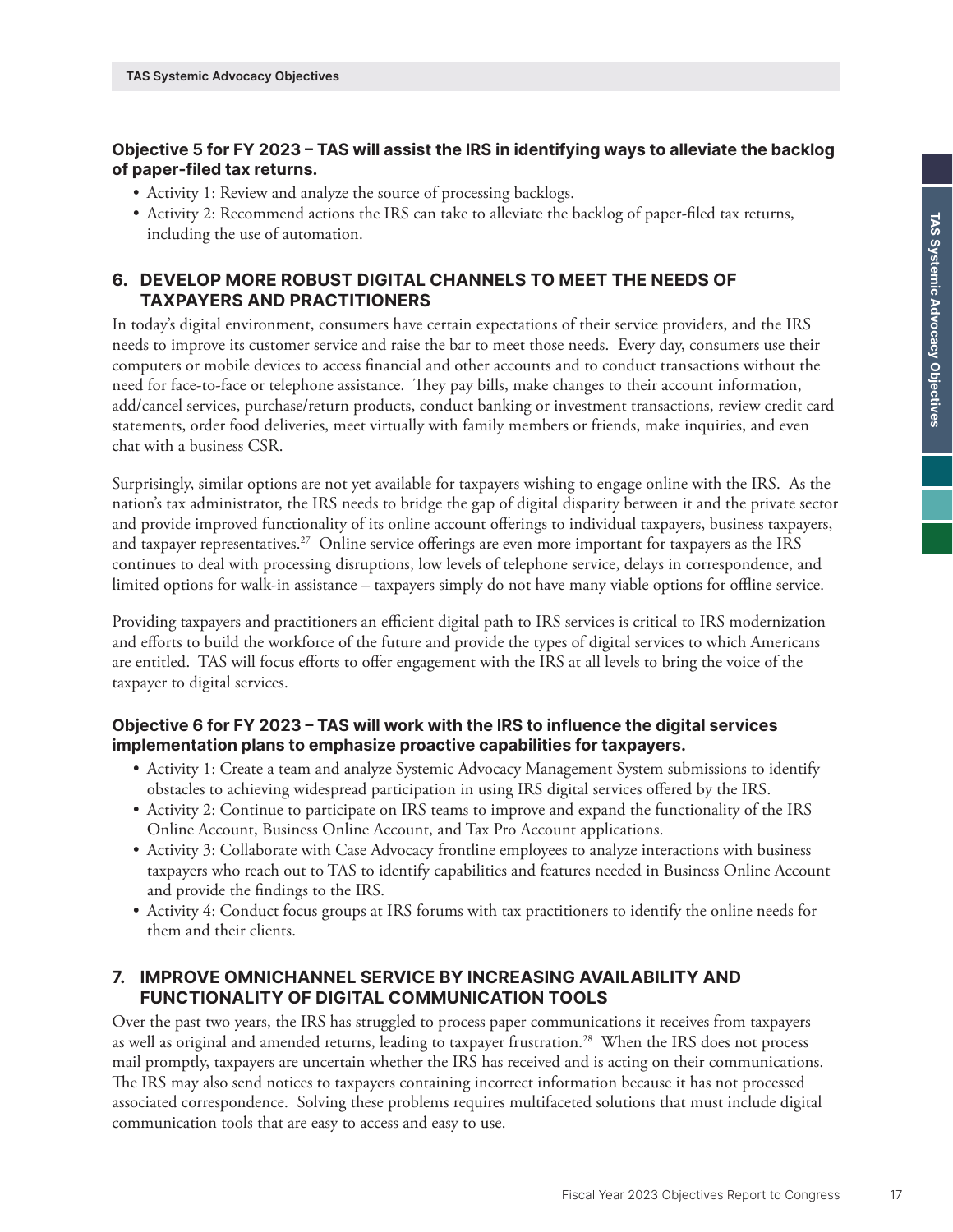**Objective 5 for FY 2023 – TAS will assist the IRS in identifying ways to alleviate the backlog of paper-filed tax returns.**

- Activity 1: Review and analyze the source of processing backlogs.
- Activity 2: Recommend actions the IRS can take to alleviate the backlog of paper-filed tax returns, including the use of automation.

## 6. DEVELOP MORE ROBUST DIGITAL CHANNELS TO MEET THE NEEDS OF TAXPAYERS AND PRACTITIONERS

In today's digital environment, consumers have certain expectations of their service providers, and the IRS needs to improve its customer service and raise the bar to meet those needs. Every day, consumers use their computers or mobile devices to access financial and other accounts and to conduct transactions without the need for face-to-face or telephone assistance. They pay bills, make changes to their account information, add/cancel services, purchase/return products, conduct banking or investment transactions, review credit card statements, order food deliveries, meet virtually with family members or friends, make inquiries, and even chat with a business CSR.

Surprisingly, similar options are not yet available for taxpayers wishing to engage online with the IRS. As the nation's tax administrator, the IRS needs to bridge the gap of digital disparity between it and the private sector and provide improved functionality of its online account offerings to individual taxpayers, business taxpayers, and taxpayer representatives.[27] Online service offerings are even more important for taxpayers as the IRS continues to deal with processing disruptions, low levels of telephone service, delays in correspondence, and limited options for walk-in assistance – taxpayers simply do not have many viable options for offline service.

Providing taxpayers and practitioners an efficient digital path to IRS services is critical to IRS modernization and efforts to build the workforce of the future and provide the types of digital services to which Americans are entitled. TAS will focus efforts to offer engagement with the IRS at all levels to bring the voice of the taxpayer to digital services.

**Objective 6 for FY 2023 – TAS will work with the IRS to influence the digital services implementation plans to emphasize proactive capabilities for taxpayers.**

- Activity 1: Create a team and analyze Systemic Advocacy Management System submissions to identify obstacles to achieving widespread participation in using IRS digital services offered by the IRS.
- Activity 2: Continue to participate on IRS teams to improve and expand the functionality of the IRS Online Account, Business Online Account, and Tax Pro Account applications.
- Activity 3: Collaborate with Case Advocacy frontline employees to analyze interactions with business taxpayers who reach out to TAS to identify capabilities and features needed in Business Online Account and provide the findings to the IRS.
- Activity 4: Conduct focus groups at IRS forums with tax practitioners to identify the online needs for them and their clients.

## 7. IMPROVE OMNICHANNEL SERVICE BY INCREASING AVAILABILITY AND FUNCTIONALITY OF DIGITAL COMMUNICATION TOOLS

Over the past two years, the IRS has struggled to process paper communications it receives from taxpayers as well as original and amended returns, leading to taxpayer frustration.[28] When the IRS does not process mail promptly, taxpayers are uncertain whether the IRS has received and is acting on their communications. The IRS may also send notices to taxpayers containing incorrect information because it has not processed associated correspondence. Solving these problems requires multifaceted solutions that must include digital communication tools that are easy to access and easy to use.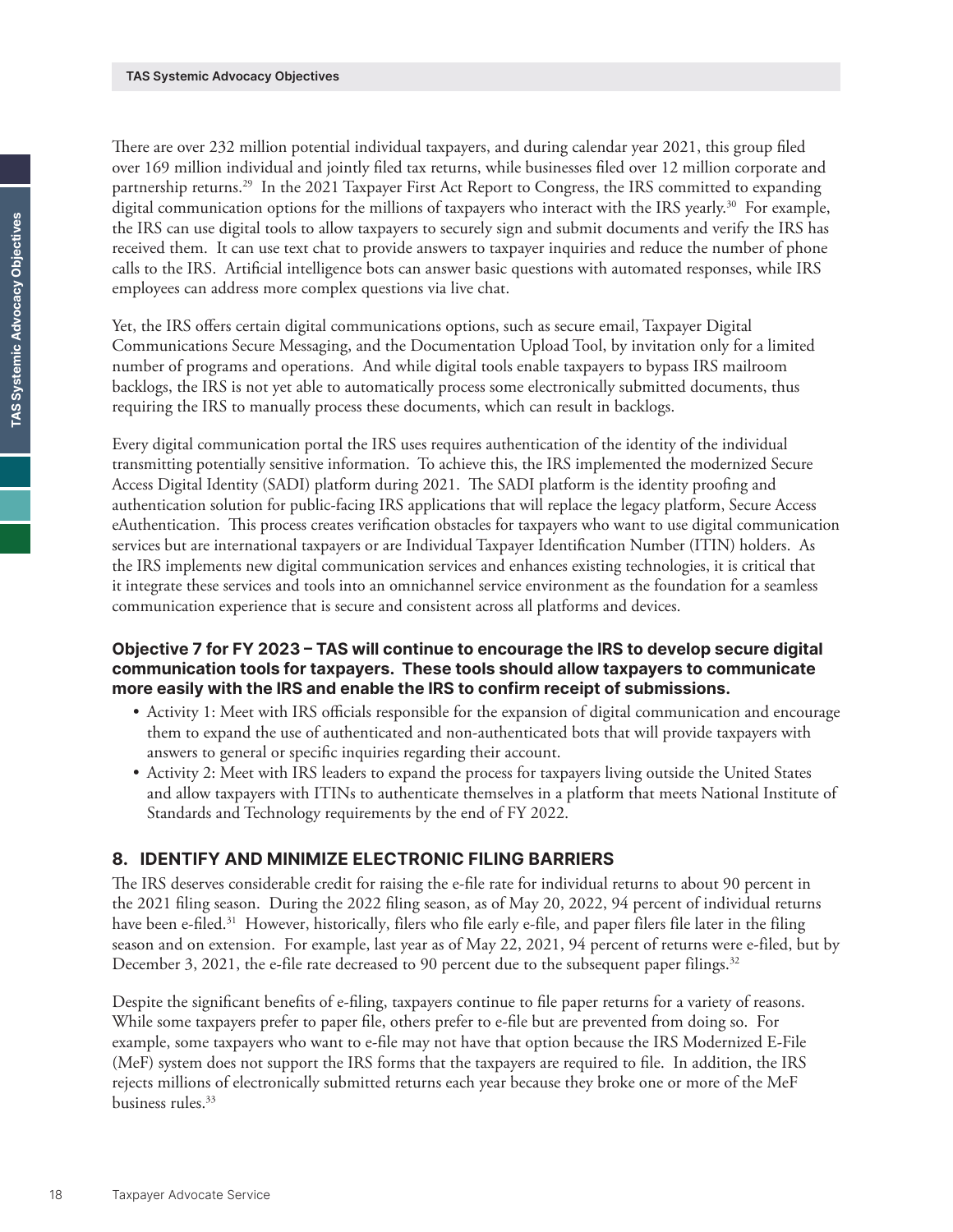There are over 232 million potential individual taxpayers, and during calendar year 2021, this group filed over 169 million individual and jointly filed tax returns, while businesses filed over 12 million corporate and partnership returns.[29] In the 2021 Taxpayer First Act Report to Congress, the IRS committed to expanding digital communication options for the millions of taxpayers who interact with the IRS yearly.[30] For example, the IRS can use digital tools to allow taxpayers to securely sign and submit documents and verify the IRS has received them. It can use text chat to provide answers to taxpayer inquiries and reduce the number of phone calls to the IRS. Artificial intelligence bots can answer basic questions with automated responses, while IRS employees can address more complex questions via live chat.

Yet, the IRS offers certain digital communications options, such as secure email, Taxpayer Digital Communications Secure Messaging, and the Documentation Upload Tool, by invitation only for a limited number of programs and operations. And while digital tools enable taxpayers to bypass IRS mailroom backlogs, the IRS is not yet able to automatically process some electronically submitted documents, thus requiring the IRS to manually process these documents, which can result in backlogs.

Every digital communication portal the IRS uses requires authentication of the identity of the individual transmitting potentially sensitive information. To achieve this, the IRS implemented the modernized Secure Access Digital Identity (SADI) platform during 2021. The SADI platform is the identity proofing and authentication solution for public-facing IRS applications that will replace the legacy platform, Secure Access eAuthentication. This process creates verification obstacles for taxpayers who want to use digital communication services but are international taxpayers or are Individual Taxpayer Identification Number (ITIN) holders. As the IRS implements new digital communication services and enhances existing technologies, it is critical that it integrate these services and tools into an omnichannel service environment as the foundation for a seamless communication experience that is secure and consistent across all platforms and devices.

**Objective 7 for FY 2023 – TAS will continue to encourage the IRS to develop secure digital communication tools for taxpayers. These tools should allow taxpayers to communicate more easily with the IRS and enable the IRS to confirm receipt of submissions.**

- Activity 1: Meet with IRS officials responsible for the expansion of digital communication and encourage them to expand the use of authenticated and non-authenticated bots that will provide taxpayers with answers to general or specific inquiries regarding their account.
- Activity 2: Meet with IRS leaders to expand the process for taxpayers living outside the United States and allow taxpayers with ITINs to authenticate themselves in a platform that meets National Institute of Standards and Technology requirements by the end of FY 2022.

## 8. IDENTIFY AND MINIMIZE ELECTRONIC FILING BARRIERS

The IRS deserves considerable credit for raising the e-file rate for individual returns to about 90 percent in the 2021 filing season. During the 2022 filing season, as of May 20, 2022, 94 percent of individual returns have been e-filed.[31] However, historically, filers who file early e-file, and paper filers file later in the filing season and on extension. For example, last year as of May 22, 2021, 94 percent of returns were e-filed, but by December 3, 2021, the e-file rate decreased to 90 percent due to the subsequent paper filings.[32]

Despite the significant benefits of e-filing, taxpayers continue to file paper returns for a variety of reasons. While some taxpayers prefer to paper file, others prefer to e-file but are prevented from doing so. For example, some taxpayers who want to e-file may not have that option because the IRS Modernized E-File (MeF) system does not support the IRS forms that the taxpayers are required to file. In addition, the IRS rejects millions of electronically submitted returns each year because they broke one or more of the MeF business rules.[33]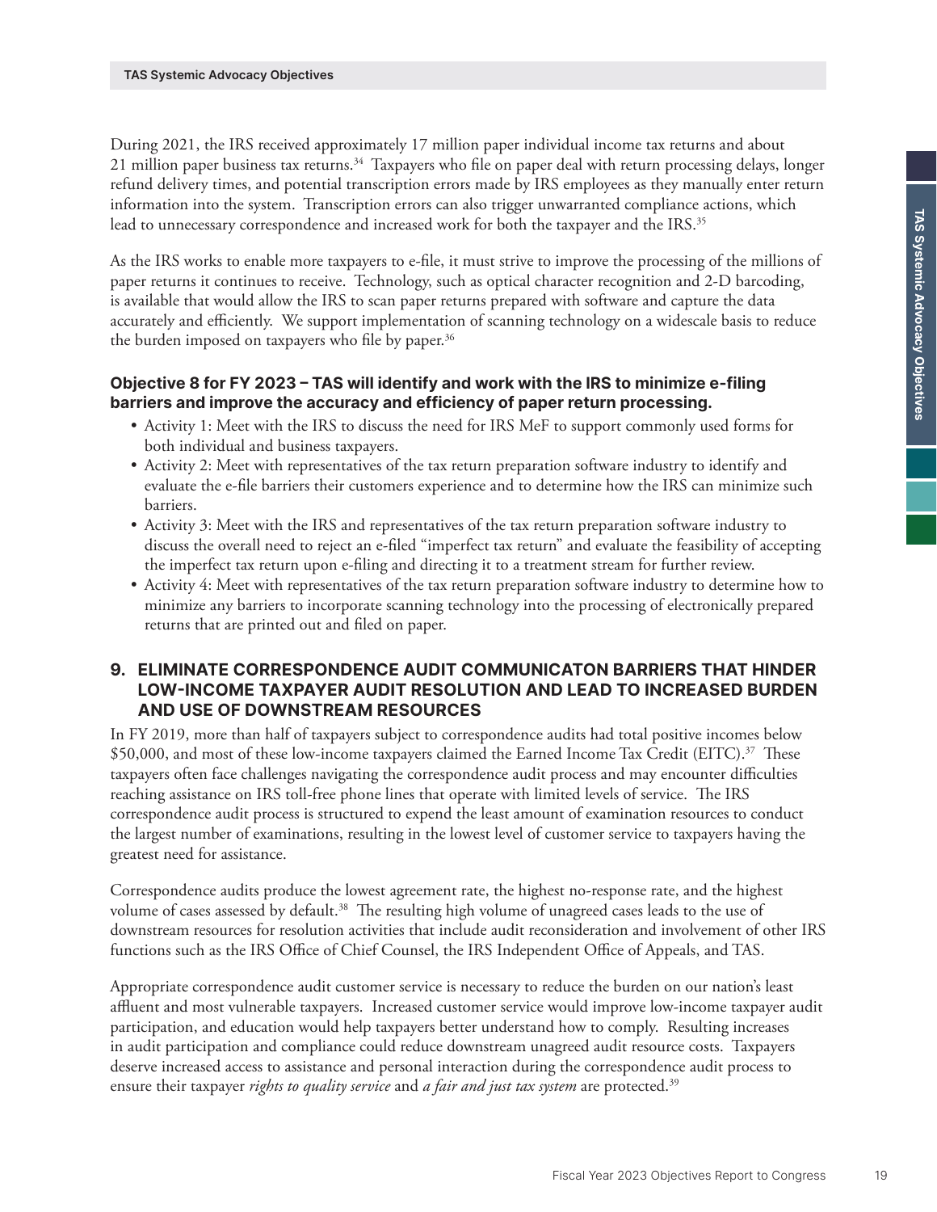During 2021, the IRS received approximately 17 million paper individual income tax returns and about 21 million paper business tax returns.[34] Taxpayers who file on paper deal with return processing delays, longer refund delivery times, and potential transcription errors made by IRS employees as they manually enter return information into the system. Transcription errors can also trigger unwarranted compliance actions, which lead to unnecessary correspondence and increased work for both the taxpayer and the IRS.[35]

As the IRS works to enable more taxpayers to e-file, it must strive to improve the processing of the millions of paper returns it continues to receive. Technology, such as optical character recognition and 2-D barcoding, is available that would allow the IRS to scan paper returns prepared with software and capture the data accurately and efficiently. We support implementation of scanning technology on a widescale basis to reduce the burden imposed on taxpayers who file by paper.[36]

### Objective 8 for FY 2023 – TAS will identify and work with the IRS to minimize e-filing barriers and improve the accuracy and efficiency of paper return processing.

- Activity 1: Meet with the IRS to discuss the need for IRS MeF to support commonly used forms for both individual and business taxpayers.
- Activity 2: Meet with representatives of the tax return preparation software industry to identify and evaluate the e-file barriers their customers experience and to determine how the IRS can minimize such barriers.
- Activity 3: Meet with the IRS and representatives of the tax return preparation software industry to discuss the overall need to reject an e-filed "imperfect tax return" and evaluate the feasibility of accepting the imperfect tax return upon e-filing and directing it to a treatment stream for further review.
- Activity 4: Meet with representatives of the tax return preparation software industry to determine how to minimize any barriers to incorporate scanning technology into the processing of electronically prepared returns that are printed out and filed on paper.

## 9. ELIMINATE CORRESPONDENCE AUDIT COMMUNICATON BARRIERS THAT HINDER LOW-INCOME TAXPAYER AUDIT RESOLUTION AND LEAD TO INCREASED BURDEN AND USE OF DOWNSTREAM RESOURCES

In FY 2019, more than half of taxpayers subject to correspondence audits had total positive incomes below $50,000, and most of these low-income taxpayers claimed the Earned Income Tax Credit (EITC).[37] These taxpayers often face challenges navigating the correspondence audit process and may encounter difficulties reaching assistance on IRS toll-free phone lines that operate with limited levels of service. The IRS correspondence audit process is structured to expend the least amount of examination resources to conduct the largest number of examinations, resulting in the lowest level of customer service to taxpayers having the greatest need for assistance.

Correspondence audits produce the lowest agreement rate, the highest no-response rate, and the highest volume of cases assessed by default.[38] The resulting high volume of unagreed cases leads to the use of downstream resources for resolution activities that include audit reconsideration and involvement of other IRS functions such as the IRS Office of Chief Counsel, the IRS Independent Office of Appeals, and TAS.

Appropriate correspondence audit customer service is necessary to reduce the burden on our nation's least affluent and most vulnerable taxpayers. Increased customer service would improve low-income taxpayer audit participation, and education would help taxpayers better understand how to comply. Resulting increases in audit participation and compliance could reduce downstream unagreed audit resource costs. Taxpayers deserve increased access to assistance and personal interaction during the correspondence audit process to ensure their taxpayer *rights to quality service* and *a fair and just tax system* are protected.[39]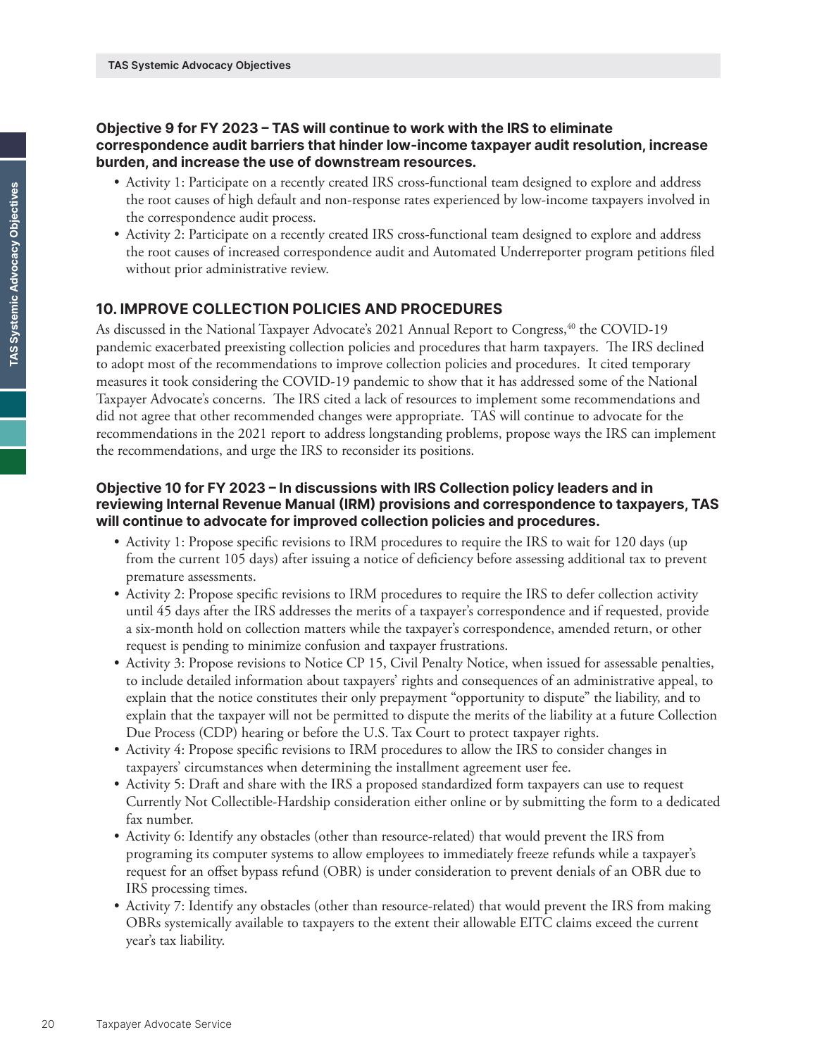**Objective 9 for FY 2023 – TAS will continue to work with the IRS to eliminate correspondence audit barriers that hinder low-income taxpayer audit resolution, increase burden, and increase the use of downstream resources.**

- Activity 1: Participate on a recently created IRS cross-functional team designed to explore and address the root causes of high default and non-response rates experienced by low-income taxpayers involved in the correspondence audit process.
- Activity 2: Participate on a recently created IRS cross-functional team designed to explore and address the root causes of increased correspondence audit and Automated Underreporter program petitions filed without prior administrative review.

## 10. IMPROVE COLLECTION POLICIES AND PROCEDURES

As discussed in the National Taxpayer Advocate's 2021 Annual Report to Congress,[40] the COVID-19 pandemic exacerbated preexisting collection policies and procedures that harm taxpayers. The IRS declined to adopt most of the recommendations to improve collection policies and procedures. It cited temporary measures it took considering the COVID-19 pandemic to show that it has addressed some of the National Taxpayer Advocate's concerns. The IRS cited a lack of resources to implement some recommendations and did not agree that other recommended changes were appropriate. TAS will continue to advocate for the recommendations in the 2021 report to address longstanding problems, propose ways the IRS can implement the recommendations, and urge the IRS to reconsider its positions.

**Objective 10 for FY 2023 – In discussions with IRS Collection policy leaders and in reviewing Internal Revenue Manual (IRM) provisions and correspondence to taxpayers, TAS will continue to advocate for improved collection policies and procedures.**

- Activity 1: Propose specific revisions to IRM procedures to require the IRS to wait for 120 days (up from the current 105 days) after issuing a notice of deficiency before assessing additional tax to prevent premature assessments.
- Activity 2: Propose specific revisions to IRM procedures to require the IRS to defer collection activity until 45 days after the IRS addresses the merits of a taxpayer's correspondence and if requested, provide a six-month hold on collection matters while the taxpayer's correspondence, amended return, or other request is pending to minimize confusion and taxpayer frustrations.
- Activity 3: Propose revisions to Notice CP 15, Civil Penalty Notice, when issued for assessable penalties, to include detailed information about taxpayers' rights and consequences of an administrative appeal, to explain that the notice constitutes their only prepayment "opportunity to dispute" the liability, and to explain that the taxpayer will not be permitted to dispute the merits of the liability at a future Collection Due Process (CDP) hearing or before the U.S. Tax Court to protect taxpayer rights.
- Activity 4: Propose specific revisions to IRM procedures to allow the IRS to consider changes in taxpayers' circumstances when determining the installment agreement user fee.
- Activity 5: Draft and share with the IRS a proposed standardized form taxpayers can use to request Currently Not Collectible-Hardship consideration either online or by submitting the form to a dedicated fax number.
- Activity 6: Identify any obstacles (other than resource-related) that would prevent the IRS from programing its computer systems to allow employees to immediately freeze refunds while a taxpayer's request for an offset bypass refund (OBR) is under consideration to prevent denials of an OBR due to IRS processing times.
- Activity 7: Identify any obstacles (other than resource-related) that would prevent the IRS from making OBRs systemically available to taxpayers to the extent their allowable EITC claims exceed the current year's tax liability.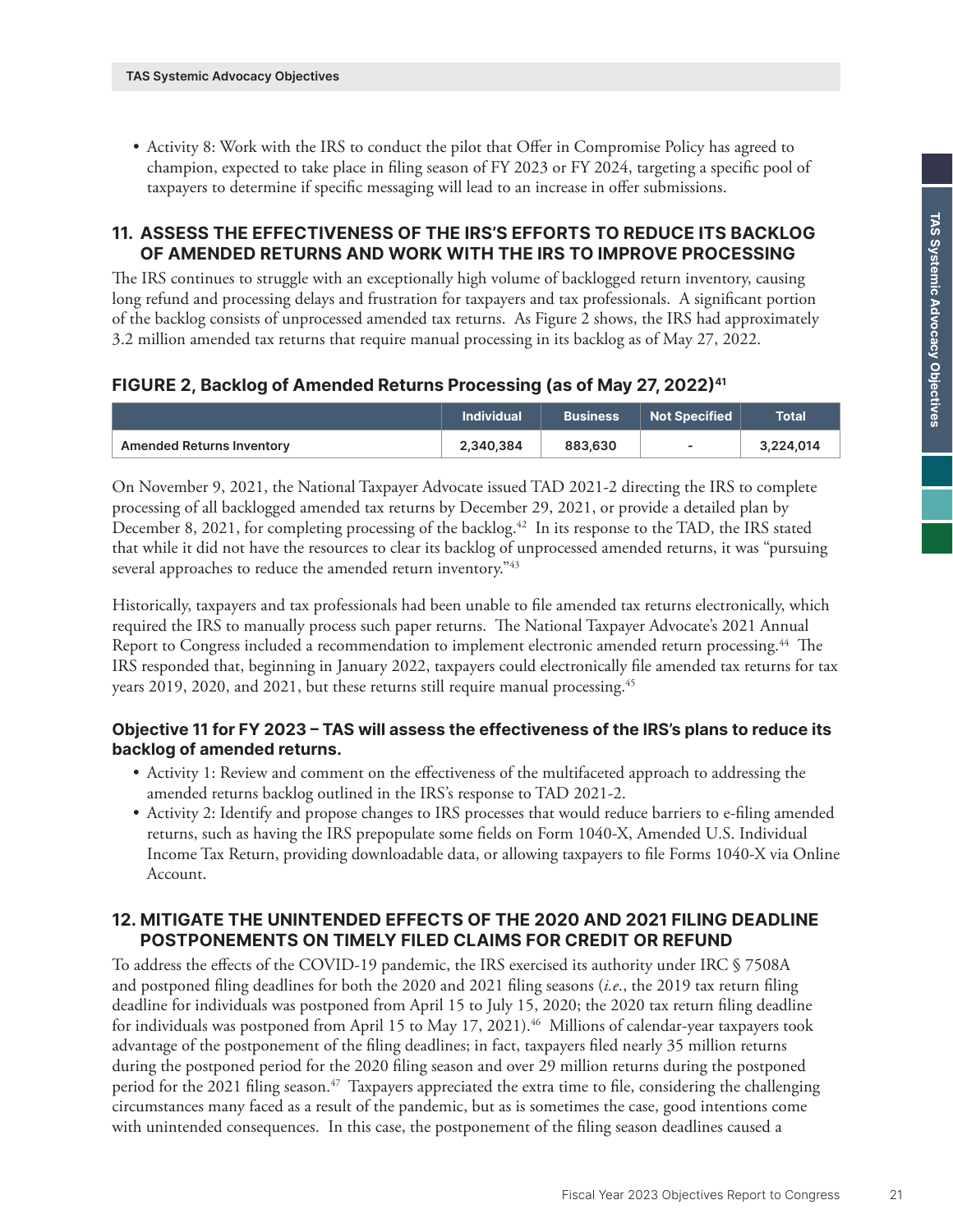- Activity 8: Work with the IRS to conduct the pilot that Offer in Compromise Policy has agreed to champion, expected to take place in filing season of FY 2023 or FY 2024, targeting a specific pool of taxpayers to determine if specific messaging will lead to an increase in offer submissions.

## 11. ASSESS THE EFFECTIVENESS OF THE IRS'S EFFORTS TO REDUCE ITS BACKLOG OF AMENDED RETURNS AND WORK WITH THE IRS TO IMPROVE PROCESSING

The IRS continues to struggle with an exceptionally high volume of backlogged return inventory, causing long refund and processing delays and frustration for taxpayers and tax professionals. A significant portion of the backlog consists of unprocessed amended tax returns. As Figure 2 shows, the IRS had approximately 3.2 million amended tax returns that require manual processing in its backlog as of May 27, 2022.

### FIGURE 2, Backlog of Amended Returns Processing (as of May 27, 2022)[41]

| | Individual | Business | Not Specified | Total |
|---|---|---|---|---|
| Amended Returns Inventory | 2,340,384 | 883,630 | - | 3,224,014 |

On November 9, 2021, the National Taxpayer Advocate issued TAD 2021-2 directing the IRS to complete processing of all backlogged amended tax returns by December 29, 2021, or provide a detailed plan by December 8, 2021, for completing processing of the backlog.[42] In its response to the TAD, the IRS stated that while it did not have the resources to clear its backlog of unprocessed amended returns, it was "pursuing several approaches to reduce the amended return inventory."[43]

Historically, taxpayers and tax professionals had been unable to file amended tax returns electronically, which required the IRS to manually process such paper returns. The National Taxpayer Advocate's 2021 Annual Report to Congress included a recommendation to implement electronic amended return processing.[44] The IRS responded that, beginning in January 2022, taxpayers could electronically file amended tax returns for tax years 2019, 2020, and 2021, but these returns still require manual processing.[45]

**Objective 11 for FY 2023 – TAS will assess the effectiveness of the IRS's plans to reduce its backlog of amended returns.**

- Activity 1: Review and comment on the effectiveness of the multifaceted approach to addressing the amended returns backlog outlined in the IRS's response to TAD 2021-2.
- Activity 2: Identify and propose changes to IRS processes that would reduce barriers to e-filing amended returns, such as having the IRS prepopulate some fields on Form 1040-X, Amended U.S. Individual Income Tax Return, providing downloadable data, or allowing taxpayers to file Forms 1040-X via Online Account.

## 12. MITIGATE THE UNINTENDED EFFECTS OF THE 2020 AND 2021 FILING DEADLINE POSTPONEMENTS ON TIMELY FILED CLAIMS FOR CREDIT OR REFUND

To address the effects of the COVID-19 pandemic, the IRS exercised its authority under IRC § 7508A and postponed filing deadlines for both the 2020 and 2021 filing seasons (*i.e.*, the 2019 tax return filing deadline for individuals was postponed from April 15 to July 15, 2020; the 2020 tax return filing deadline for individuals was postponed from April 15 to May 17, 2021).[46] Millions of calendar-year taxpayers took advantage of the postponement of the filing deadlines; in fact, taxpayers filed nearly 35 million returns during the postponed period for the 2020 filing season and over 29 million returns during the postponed period for the 2021 filing season.[47] Taxpayers appreciated the extra time to file, considering the challenging circumstances many faced as a result of the pandemic, but as is sometimes the case, good intentions come with unintended consequences. In this case, the postponement of the filing season deadlines caused a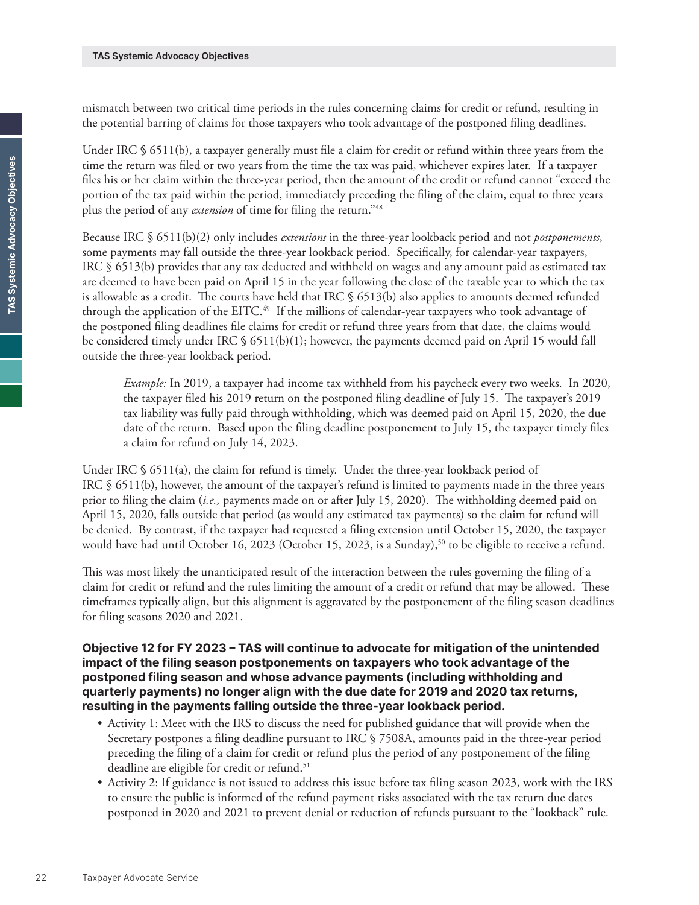mismatch between two critical time periods in the rules concerning claims for credit or refund, resulting in the potential barring of claims for those taxpayers who took advantage of the postponed filing deadlines.

Under IRC § 6511(b), a taxpayer generally must file a claim for credit or refund within three years from the time the return was filed or two years from the time the tax was paid, whichever expires later. If a taxpayer files his or her claim within the three-year period, then the amount of the credit or refund cannot "exceed the portion of the tax paid within the period, immediately preceding the filing of the claim, equal to three years plus the period of any *extension* of time for filing the return."[48]

Because IRC § 6511(b)(2) only includes *extensions* in the three-year lookback period and not *postponements*, some payments may fall outside the three-year lookback period. Specifically, for calendar-year taxpayers, IRC § 6513(b) provides that any tax deducted and withheld on wages and any amount paid as estimated tax are deemed to have been paid on April 15 in the year following the close of the taxable year to which the tax is allowable as a credit. The courts have held that IRC § 6513(b) also applies to amounts deemed refunded through the application of the EITC.[49] If the millions of calendar-year taxpayers who took advantage of the postponed filing deadlines file claims for credit or refund three years from that date, the claims would be considered timely under IRC § 6511(b)(1); however, the payments deemed paid on April 15 would fall outside the three-year lookback period.

> *Example:* In 2019, a taxpayer had income tax withheld from his paycheck every two weeks. In 2020, the taxpayer filed his 2019 return on the postponed filing deadline of July 15. The taxpayer's 2019 tax liability was fully paid through withholding, which was deemed paid on April 15, 2020, the due date of the return. Based upon the filing deadline postponement to July 15, the taxpayer timely files a claim for refund on July 14, 2023.

Under IRC § 6511(a), the claim for refund is timely. Under the three-year lookback period of IRC § 6511(b), however, the amount of the taxpayer's refund is limited to payments made in the three years prior to filing the claim (*i.e.,* payments made on or after July 15, 2020). The withholding deemed paid on April 15, 2020, falls outside that period (as would any estimated tax payments) so the claim for refund will be denied. By contrast, if the taxpayer had requested a filing extension until October 15, 2020, the taxpayer would have had until October 16, 2023 (October 15, 2023, is a Sunday),[50] to be eligible to receive a refund.

This was most likely the unanticipated result of the interaction between the rules governing the filing of a claim for credit or refund and the rules limiting the amount of a credit or refund that may be allowed. These timeframes typically align, but this alignment is aggravated by the postponement of the filing season deadlines for filing seasons 2020 and 2021.

**Objective 12 for FY 2023 – TAS will continue to advocate for mitigation of the unintended impact of the filing season postponements on taxpayers who took advantage of the postponed filing season and whose advance payments (including withholding and quarterly payments) no longer align with the due date for 2019 and 2020 tax returns, resulting in the payments falling outside the three-year lookback period.**

- Activity 1: Meet with the IRS to discuss the need for published guidance that will provide when the Secretary postpones a filing deadline pursuant to IRC § 7508A, amounts paid in the three-year period preceding the filing of a claim for credit or refund plus the period of any postponement of the filing deadline are eligible for credit or refund.[51]
- Activity 2: If guidance is not issued to address this issue before tax filing season 2023, work with the IRS to ensure the public is informed of the refund payment risks associated with the tax return due dates postponed in 2020 and 2021 to prevent denial or reduction of refunds pursuant to the "lookback" rule.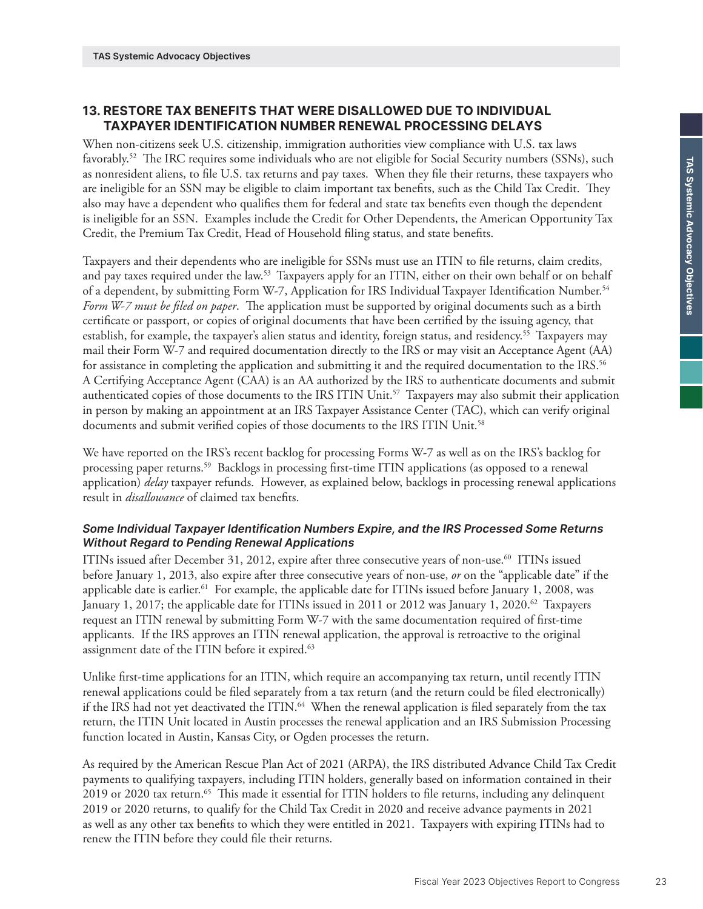## 13. RESTORE TAX BENEFITS THAT WERE DISALLOWED DUE TO INDIVIDUAL TAXPAYER IDENTIFICATION NUMBER RENEWAL PROCESSING DELAYS

When non-citizens seek U.S. citizenship, immigration authorities view compliance with U.S. tax laws favorably.[52] The IRC requires some individuals who are not eligible for Social Security numbers (SSNs), such as nonresident aliens, to file U.S. tax returns and pay taxes. When they file their returns, these taxpayers who are ineligible for an SSN may be eligible to claim important tax benefits, such as the Child Tax Credit. They also may have a dependent who qualifies them for federal and state tax benefits even though the dependent is ineligible for an SSN. Examples include the Credit for Other Dependents, the American Opportunity Tax Credit, the Premium Tax Credit, Head of Household filing status, and state benefits.

Taxpayers and their dependents who are ineligible for SSNs must use an ITIN to file returns, claim credits, and pay taxes required under the law.[53] Taxpayers apply for an ITIN, either on their own behalf or on behalf of a dependent, by submitting Form W-7, Application for IRS Individual Taxpayer Identification Number.[54] *Form W-7 must be filed on paper*. The application must be supported by original documents such as a birth certificate or passport, or copies of original documents that have been certified by the issuing agency, that establish, for example, the taxpayer's alien status and identity, foreign status, and residency.[55] Taxpayers may mail their Form W-7 and required documentation directly to the IRS or may visit an Acceptance Agent (AA) for assistance in completing the application and submitting it and the required documentation to the IRS.[56] A Certifying Acceptance Agent (CAA) is an AA authorized by the IRS to authenticate documents and submit authenticated copies of those documents to the IRS ITIN Unit.[57] Taxpayers may also submit their application in person by making an appointment at an IRS Taxpayer Assistance Center (TAC), which can verify original documents and submit verified copies of those documents to the IRS ITIN Unit.[58]

We have reported on the IRS's recent backlog for processing Forms W-7 as well as on the IRS's backlog for processing paper returns.[59] Backlogs in processing first-time ITIN applications (as opposed to a renewal application) *delay* taxpayer refunds. However, as explained below, backlogs in processing renewal applications result in *disallowance* of claimed tax benefits.

### *Some Individual Taxpayer Identification Numbers Expire, and the IRS Processed Some Returns Without Regard to Pending Renewal Applications*

ITINs issued after December 31, 2012, expire after three consecutive years of non-use.[60] ITINs issued before January 1, 2013, also expire after three consecutive years of non-use, *or* on the "applicable date" if the applicable date is earlier.[61] For example, the applicable date for ITINs issued before January 1, 2008, was January 1, 2017; the applicable date for ITINs issued in 2011 or 2012 was January 1, 2020.[62] Taxpayers request an ITIN renewal by submitting Form W-7 with the same documentation required of first-time applicants. If the IRS approves an ITIN renewal application, the approval is retroactive to the original assignment date of the ITIN before it expired.[63]

Unlike first-time applications for an ITIN, which require an accompanying tax return, until recently ITIN renewal applications could be filed separately from a tax return (and the return could be filed electronically) if the IRS had not yet deactivated the ITIN.[64] When the renewal application is filed separately from the tax return, the ITIN Unit located in Austin processes the renewal application and an IRS Submission Processing function located in Austin, Kansas City, or Ogden processes the return.

As required by the American Rescue Plan Act of 2021 (ARPA), the IRS distributed Advance Child Tax Credit payments to qualifying taxpayers, including ITIN holders, generally based on information contained in their 2019 or 2020 tax return.[65] This made it essential for ITIN holders to file returns, including any delinquent 2019 or 2020 returns, to qualify for the Child Tax Credit in 2020 and receive advance payments in 2021 as well as any other tax benefits to which they were entitled in 2021. Taxpayers with expiring ITINs had to renew the ITIN before they could file their returns.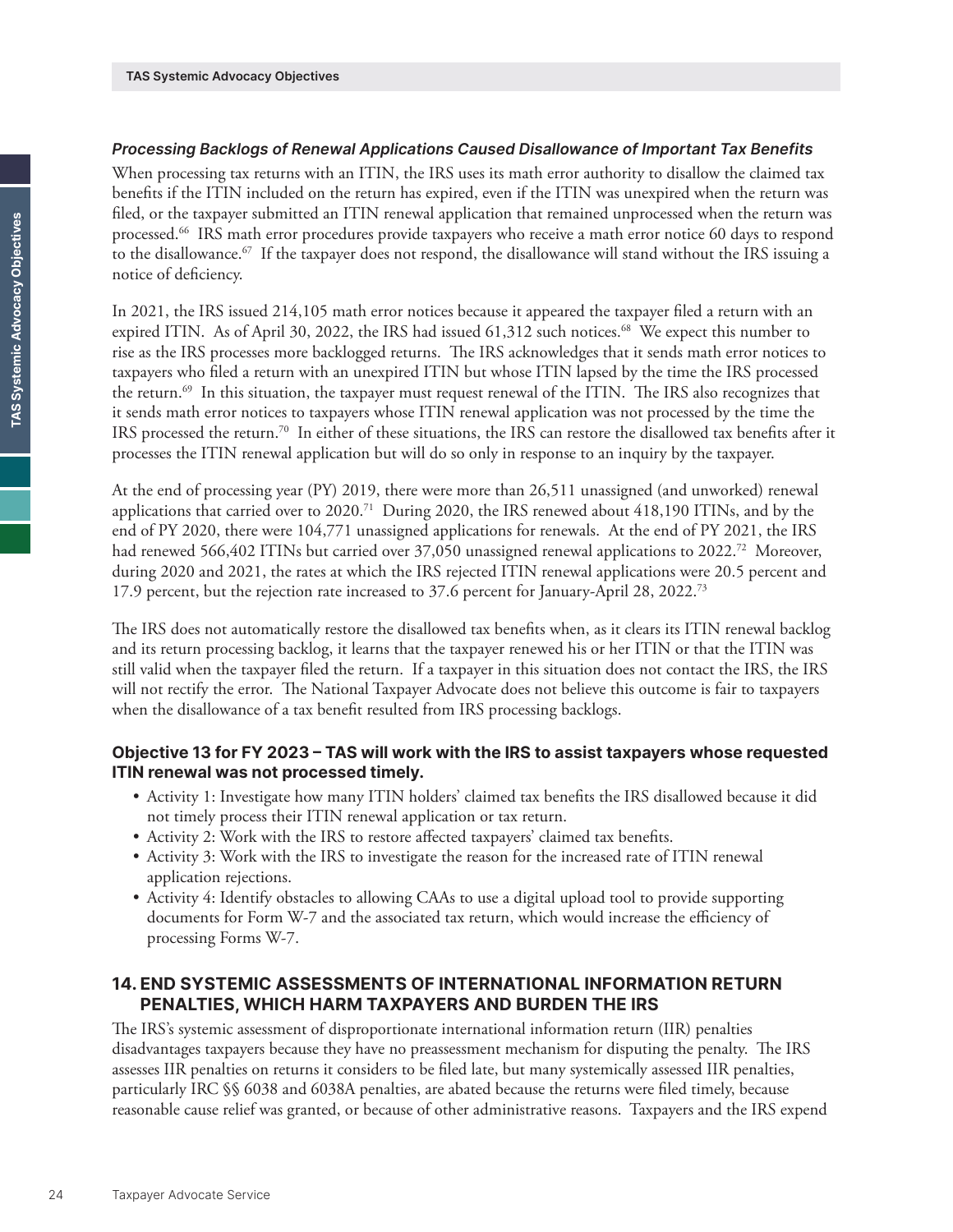### *Processing Backlogs of Renewal Applications Caused Disallowance of Important Tax Benefits*

When processing tax returns with an ITIN, the IRS uses its math error authority to disallow the claimed tax benefits if the ITIN included on the return has expired, even if the ITIN was unexpired when the return was filed, or the taxpayer submitted an ITIN renewal application that remained unprocessed when the return was processed.[66] IRS math error procedures provide taxpayers who receive a math error notice 60 days to respond to the disallowance.[67] If the taxpayer does not respond, the disallowance will stand without the IRS issuing a notice of deficiency.

In 2021, the IRS issued 214,105 math error notices because it appeared the taxpayer filed a return with an expired ITIN. As of April 30, 2022, the IRS had issued 61,312 such notices.[68] We expect this number to rise as the IRS processes more backlogged returns. The IRS acknowledges that it sends math error notices to taxpayers who filed a return with an unexpired ITIN but whose ITIN lapsed by the time the IRS processed the return.[69] In this situation, the taxpayer must request renewal of the ITIN. The IRS also recognizes that it sends math error notices to taxpayers whose ITIN renewal application was not processed by the time the IRS processed the return.[70] In either of these situations, the IRS can restore the disallowed tax benefits after it processes the ITIN renewal application but will do so only in response to an inquiry by the taxpayer.

At the end of processing year (PY) 2019, there were more than 26,511 unassigned (and unworked) renewal applications that carried over to 2020.[71] During 2020, the IRS renewed about 418,190 ITINs, and by the end of PY 2020, there were 104,771 unassigned applications for renewals. At the end of PY 2021, the IRS had renewed 566,402 ITINs but carried over 37,050 unassigned renewal applications to 2022.[72] Moreover, during 2020 and 2021, the rates at which the IRS rejected ITIN renewal applications were 20.5 percent and 17.9 percent, but the rejection rate increased to 37.6 percent for January-April 28, 2022.[73]

The IRS does not automatically restore the disallowed tax benefits when, as it clears its ITIN renewal backlog and its return processing backlog, it learns that the taxpayer renewed his or her ITIN or that the ITIN was still valid when the taxpayer filed the return. If a taxpayer in this situation does not contact the IRS, the IRS will not rectify the error. The National Taxpayer Advocate does not believe this outcome is fair to taxpayers when the disallowance of a tax benefit resulted from IRS processing backlogs.

**Objective 13 for FY 2023 – TAS will work with the IRS to assist taxpayers whose requested ITIN renewal was not processed timely.**

- Activity 1: Investigate how many ITIN holders' claimed tax benefits the IRS disallowed because it did not timely process their ITIN renewal application or tax return.
- Activity 2: Work with the IRS to restore affected taxpayers' claimed tax benefits.
- Activity 3: Work with the IRS to investigate the reason for the increased rate of ITIN renewal application rejections.
- Activity 4: Identify obstacles to allowing CAAs to use a digital upload tool to provide supporting documents for Form W-7 and the associated tax return, which would increase the efficiency of processing Forms W-7.

## 14. END SYSTEMIC ASSESSMENTS OF INTERNATIONAL INFORMATION RETURN PENALTIES, WHICH HARM TAXPAYERS AND BURDEN THE IRS

The IRS's systemic assessment of disproportionate international information return (IIR) penalties disadvantages taxpayers because they have no preassessment mechanism for disputing the penalty. The IRS assesses IIR penalties on returns it considers to be filed late, but many systemically assessed IIR penalties, particularly IRC §§ 6038 and 6038A penalties, are abated because the returns were filed timely, because reasonable cause relief was granted, or because of other administrative reasons. Taxpayers and the IRS expend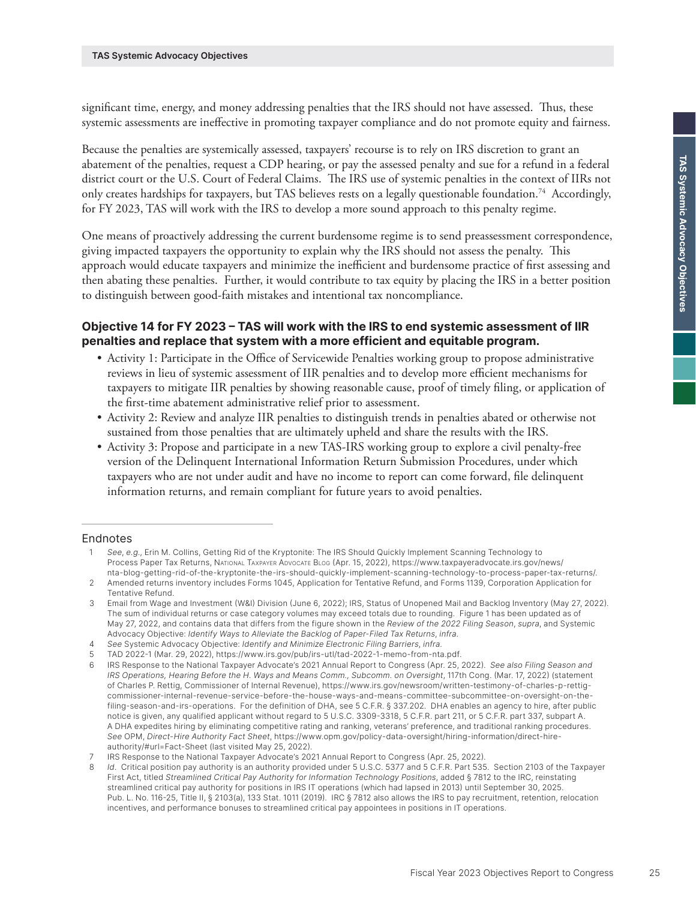significant time, energy, and money addressing penalties that the IRS should not have assessed. Thus, these systemic assessments are ineffective in promoting taxpayer compliance and do not promote equity and fairness.

Because the penalties are systemically assessed, taxpayers' recourse is to rely on IRS discretion to grant an abatement of the penalties, request a CDP hearing, or pay the assessed penalty and sue for a refund in a federal district court or the U.S. Court of Federal Claims. The IRS use of systemic penalties in the context of IIRs not only creates hardships for taxpayers, but TAS believes rests on a legally questionable foundation.[74] Accordingly, for FY 2023, TAS will work with the IRS to develop a more sound approach to this penalty regime.

One means of proactively addressing the current burdensome regime is to send preassessment correspondence, giving impacted taxpayers the opportunity to explain why the IRS should not assess the penalty. This approach would educate taxpayers and minimize the inefficient and burdensome practice of first assessing and then abating these penalties. Further, it would contribute to tax equity by placing the IRS in a better position to distinguish between good-faith mistakes and intentional tax noncompliance.

### Objective 14 for FY 2023 – TAS will work with the IRS to end systemic assessment of IIR penalties and replace that system with a more efficient and equitable program.

- Activity 1: Participate in the Office of Servicewide Penalties working group to propose administrative reviews in lieu of systemic assessment of IIR penalties and to develop more efficient mechanisms for taxpayers to mitigate IIR penalties by showing reasonable cause, proof of timely filing, or application of the first-time abatement administrative relief prior to assessment.
- Activity 2: Review and analyze IIR penalties to distinguish trends in penalties abated or otherwise not sustained from those penalties that are ultimately upheld and share the results with the IRS.
- Activity 3: Propose and participate in a new TAS-IRS working group to explore a civil penalty-free version of the Delinquent International Information Return Submission Procedures, under which taxpayers who are not under audit and have no income to report can come forward, file delinquent information returns, and remain compliant for future years to avoid penalties.

## Endnotes

1. *See, e.g.*, Erin M. Collins, Getting Rid of the Kryptonite: The IRS Should Quickly Implement Scanning Technology to Process Paper Tax Returns, National Taxpayer Advocate Blog (Apr. 15, 2022), https://www.taxpayeradvocate.irs.gov/news/nta-blog-getting-rid-of-the-kryptonite-the-irs-should-quickly-implement-scanning-technology-to-process-paper-tax-returns/.
2. Amended returns inventory includes Forms 1045, Application for Tentative Refund, and Forms 1139, Corporation Application for Tentative Refund.
3. Email from Wage and Investment (W&I) Division (June 6, 2022); IRS, Status of Unopened Mail and Backlog Inventory (May 27, 2022). The sum of individual returns or case category volumes may exceed totals due to rounding. Figure 1 has been updated as of May 27, 2022, and contains data that differs from the figure shown in the *Review of the 2022 Filing Season*, *supra*, and Systemic Advocacy Objective: *Identify Ways to Alleviate the Backlog of Paper-Filed Tax Returns*, *infra.*
4. *See* Systemic Advocacy Objective: *Identify and Minimize Electronic Filing Barriers*, *infra.*
5. TAD 2022-1 (Mar. 29, 2022), https://www.irs.gov/pub/irs-utl/tad-2022-1-memo-from-nta.pdf.
6. IRS Response to the National Taxpayer Advocate's 2021 Annual Report to Congress (Apr. 25, 2022). *See also Filing Season and IRS Operations, Hearing Before the H. Ways and Means Comm., Subcomm. on Oversight*, 117th Cong. (Mar. 17, 2022) (statement of Charles P. Rettig, Commissioner of Internal Revenue), https://www.irs.gov/newsroom/written-testimony-of-charles-p-rettig-commissioner-internal-revenue-service-before-the-house-ways-and-means-committee-subcommittee-on-oversight-on-the-filing-season-and-irs-operations. For the definition of DHA, see 5 C.F.R. § 337.202. DHA enables an agency to hire, after public notice is given, any qualified applicant without regard to 5 U.S.C. 3309-3318, 5 C.F.R. part 211, or 5 C.F.R. part 337, subpart A. A DHA expedites hiring by eliminating competitive rating and ranking, veterans' preference, and traditional ranking procedures. *See* OPM, *Direct-Hire Authority Fact Sheet*, https://www.opm.gov/policy-data-oversight/hiring-information/direct-hire-authority/#url=Fact-Sheet (last visited May 25, 2022).
7. IRS Response to the National Taxpayer Advocate's 2021 Annual Report to Congress (Apr. 25, 2022).
8. *Id*. Critical position pay authority is an authority provided under 5 U.S.C. 5377 and 5 C.F.R. Part 535. Section 2103 of the Taxpayer First Act, titled *Streamlined Critical Pay Authority for Information Technology Positions*, added § 7812 to the IRC, reinstating streamlined critical pay authority for positions in IRS IT operations (which had lapsed in 2013) until September 30, 2025. Pub. L. No. 116-25, Title II, § 2103(a), 133 Stat. 1011 (2019). IRC § 7812 also allows the IRS to pay recruitment, retention, relocation incentives, and performance bonuses to streamlined critical pay appointees in positions in IT operations.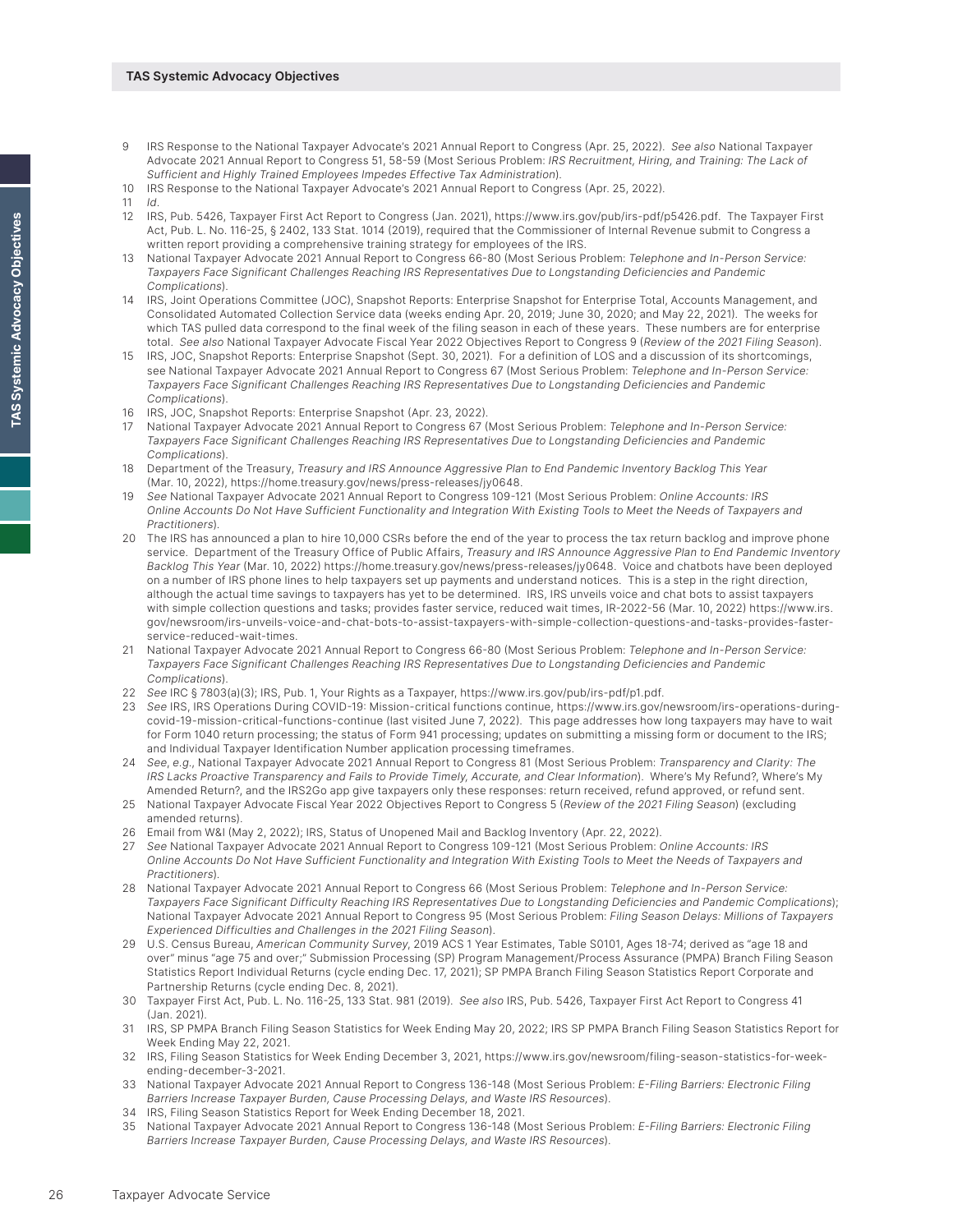9 IRS Response to the National Taxpayer Advocate's 2021 Annual Report to Congress (Apr. 25, 2022). *See also* National Taxpayer Advocate 2021 Annual Report to Congress 51, 58-59 (Most Serious Problem: *IRS Recruitment, Hiring, and Training: The Lack of Sufficient and Highly Trained Employees Impedes Effective Tax Administration*).

10 IRS Response to the National Taxpayer Advocate's 2021 Annual Report to Congress (Apr. 25, 2022).

11 *Id*.

12 IRS, Pub. 5426, Taxpayer First Act Report to Congress (Jan. 2021), https://www.irs.gov/pub/irs-pdf/p5426.pdf. The Taxpayer First Act, Pub. L. No. 116-25, § 2402, 133 Stat. 1014 (2019), required that the Commissioner of Internal Revenue submit to Congress a written report providing a comprehensive training strategy for employees of the IRS.

13 National Taxpayer Advocate 2021 Annual Report to Congress 66-80 (Most Serious Problem: *Telephone and In-Person Service: Taxpayers Face Significant Challenges Reaching IRS Representatives Due to Longstanding Deficiencies and Pandemic Complications*).

14 IRS, Joint Operations Committee (JOC), Snapshot Reports: Enterprise Snapshot for Enterprise Total, Accounts Management, and Consolidated Automated Collection Service data (weeks ending Apr. 20, 2019; June 30, 2020; and May 22, 2021). The weeks for which TAS pulled data correspond to the final week of the filing season in each of these years. These numbers are for enterprise total. *See also* National Taxpayer Advocate Fiscal Year 2022 Objectives Report to Congress 9 (*Review of the 2021 Filing Season*).

15 IRS, JOC, Snapshot Reports: Enterprise Snapshot (Sept. 30, 2021). For a definition of LOS and a discussion of its shortcomings, see National Taxpayer Advocate 2021 Annual Report to Congress 67 (Most Serious Problem: *Telephone and In-Person Service: Taxpayers Face Significant Challenges Reaching IRS Representatives Due to Longstanding Deficiencies and Pandemic Complications*).

16 IRS, JOC, Snapshot Reports: Enterprise Snapshot (Apr. 23, 2022).

17 National Taxpayer Advocate 2021 Annual Report to Congress 67 (Most Serious Problem: *Telephone and In-Person Service: Taxpayers Face Significant Challenges Reaching IRS Representatives Due to Longstanding Deficiencies and Pandemic Complications*).

18 Department of the Treasury, *Treasury and IRS Announce Aggressive Plan to End Pandemic Inventory Backlog This Year* (Mar. 10, 2022), https://home.treasury.gov/news/press-releases/jy0648.

19 *See* National Taxpayer Advocate 2021 Annual Report to Congress 109-121 (Most Serious Problem: *Online Accounts: IRS Online Accounts Do Not Have Sufficient Functionality and Integration With Existing Tools to Meet the Needs of Taxpayers and Practitioners*).

20 The IRS has announced a plan to hire 10,000 CSRs before the end of the year to process the tax return backlog and improve phone service. Department of the Treasury Office of Public Affairs, *Treasury and IRS Announce Aggressive Plan to End Pandemic Inventory Backlog This Year* (Mar. 10, 2022) https://home.treasury.gov/news/press-releases/jy0648. Voice and chatbots have been deployed on a number of IRS phone lines to help taxpayers set up payments and understand notices. This is a step in the right direction, although the actual time savings to taxpayers has yet to be determined. IRS, IRS unveils voice and chat bots to assist taxpayers with simple collection questions and tasks; provides faster service, reduced wait times, IR-2022-56 (Mar. 10, 2022) https://www.irs.gov/newsroom/irs-unveils-voice-and-chat-bots-to-assist-taxpayers-with-simple-collection-questions-and-tasks-provides-faster-service-reduced-wait-times.

21 National Taxpayer Advocate 2021 Annual Report to Congress 66-80 (Most Serious Problem: *Telephone and In-Person Service: Taxpayers Face Significant Challenges Reaching IRS Representatives Due to Longstanding Deficiencies and Pandemic Complications*).

22 *See* IRC § 7803(a)(3); IRS, Pub. 1, Your Rights as a Taxpayer, https://www.irs.gov/pub/irs-pdf/p1.pdf.

23 *See* IRS, IRS Operations During COVID-19: Mission-critical functions continue, https://www.irs.gov/newsroom/irs-operations-during-covid-19-mission-critical-functions-continue (last visited June 7, 2022). This page addresses how long taxpayers may have to wait for Form 1040 return processing; the status of Form 941 processing; updates on submitting a missing form or document to the IRS; and Individual Taxpayer Identification Number application processing timeframes.

24 *See, e.g.*, National Taxpayer Advocate 2021 Annual Report to Congress 81 (Most Serious Problem: *Transparency and Clarity: The IRS Lacks Proactive Transparency and Fails to Provide Timely, Accurate, and Clear Information*). Where's My Refund?, Where's My Amended Return?, and the IRS2Go app give taxpayers only these responses: return received, refund approved, or refund sent.

25 National Taxpayer Advocate Fiscal Year 2022 Objectives Report to Congress 5 (*Review of the 2021 Filing Season*) (excluding amended returns).

26 Email from W&I (May 2, 2022); IRS, Status of Unopened Mail and Backlog Inventory (Apr. 22, 2022).

27 *See* National Taxpayer Advocate 2021 Annual Report to Congress 109-121 (Most Serious Problem: *Online Accounts: IRS Online Accounts Do Not Have Sufficient Functionality and Integration With Existing Tools to Meet the Needs of Taxpayers and Practitioners*).

28 National Taxpayer Advocate 2021 Annual Report to Congress 66 (Most Serious Problem: *Telephone and In-Person Service: Taxpayers Face Significant Difficulty Reaching IRS Representatives Due to Longstanding Deficiencies and Pandemic Complications*); National Taxpayer Advocate 2021 Annual Report to Congress 95 (Most Serious Problem: *Filing Season Delays: Millions of Taxpayers Experienced Difficulties and Challenges in the 2021 Filing Season*).

29 U.S. Census Bureau, *American Community Survey*, 2019 ACS 1 Year Estimates, Table S0101, Ages 18-74; derived as "age 18 and over" minus "age 75 and over;" Submission Processing (SP) Program Management/Process Assurance (PMPA) Branch Filing Season Statistics Report Individual Returns (cycle ending Dec. 17, 2021); SP PMPA Branch Filing Season Statistics Report Corporate and Partnership Returns (cycle ending Dec. 8, 2021).

30 Taxpayer First Act, Pub. L. No. 116-25, 133 Stat. 981 (2019). *See also* IRS, Pub. 5426, Taxpayer First Act Report to Congress 41 (Jan. 2021).

31 IRS, SP PMPA Branch Filing Season Statistics for Week Ending May 20, 2022; IRS SP PMPA Branch Filing Season Statistics Report for Week Ending May 22, 2021.

32 IRS, Filing Season Statistics for Week Ending December 3, 2021, https://www.irs.gov/newsroom/filing-season-statistics-for-week-ending-december-3-2021.

33 National Taxpayer Advocate 2021 Annual Report to Congress 136-148 (Most Serious Problem: *E-Filing Barriers: Electronic Filing Barriers Increase Taxpayer Burden, Cause Processing Delays, and Waste IRS Resources*).

34 IRS, Filing Season Statistics Report for Week Ending December 18, 2021.

35 National Taxpayer Advocate 2021 Annual Report to Congress 136-148 (Most Serious Problem: *E-Filing Barriers: Electronic Filing Barriers Increase Taxpayer Burden, Cause Processing Delays, and Waste IRS Resources*).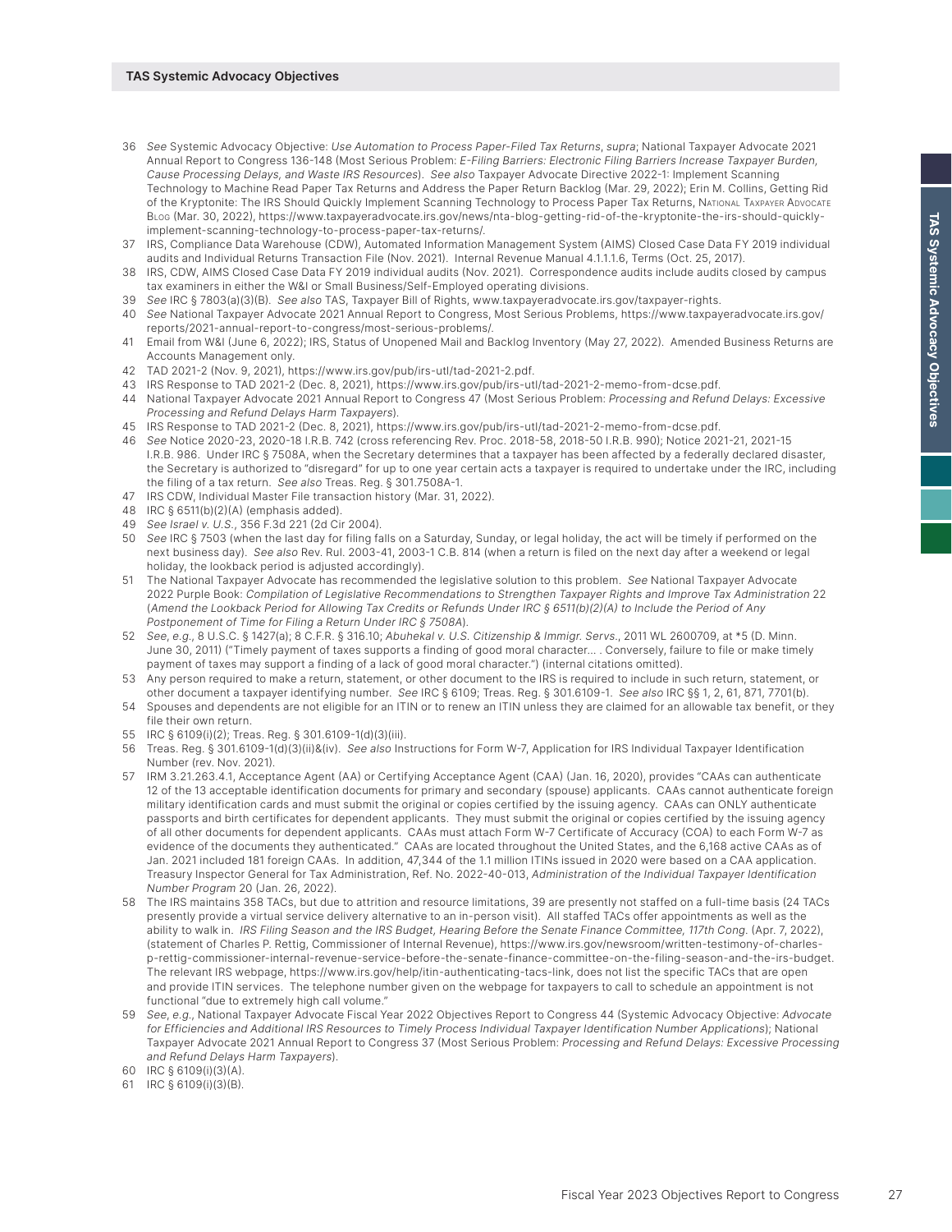36 *See* Systemic Advocacy Objective: *Use Automation to Process Paper-Filed Tax Returns*, *supra*; National Taxpayer Advocate 2021 Annual Report to Congress 136-148 (Most Serious Problem: *E-Filing Barriers: Electronic Filing Barriers Increase Taxpayer Burden, Cause Processing Delays, and Waste IRS Resources*). *See also* Taxpayer Advocate Directive 2022-1: Implement Scanning Technology to Machine Read Paper Tax Returns and Address the Paper Return Backlog (Mar. 29, 2022); Erin M. Collins, Getting Rid of the Kryptonite: The IRS Should Quickly Implement Scanning Technology to Process Paper Tax Returns, National Taxpayer Advocate Blog (Mar. 30, 2022), https://www.taxpayeradvocate.irs.gov/news/nta-blog-getting-rid-of-the-kryptonite-the-irs-should-quickly-implement-scanning-technology-to-process-paper-tax-returns/.

37 IRS, Compliance Data Warehouse (CDW), Automated Information Management System (AIMS) Closed Case Data FY 2019 individual audits and Individual Returns Transaction File (Nov. 2021). Internal Revenue Manual 4.1.1.1.6, Terms (Oct. 25, 2017).

38 IRS, CDW, AIMS Closed Case Data FY 2019 individual audits (Nov. 2021). Correspondence audits include audits closed by campus tax examiners in either the W&I or Small Business/Self-Employed operating divisions.

39 *See* IRC § 7803(a)(3)(B). *See also* TAS, Taxpayer Bill of Rights, www.taxpayeradvocate.irs.gov/taxpayer-rights.

40 *See* National Taxpayer Advocate 2021 Annual Report to Congress, Most Serious Problems, https://www.taxpayeradvocate.irs.gov/reports/2021-annual-report-to-congress/most-serious-problems/.

41 Email from W&I (June 6, 2022); IRS, Status of Unopened Mail and Backlog Inventory (May 27, 2022). Amended Business Returns are Accounts Management only.

42 TAD 2021-2 (Nov. 9, 2021), https://www.irs.gov/pub/irs-utl/tad-2021-2.pdf.

43 IRS Response to TAD 2021-2 (Dec. 8, 2021), https://www.irs.gov/pub/irs-utl/tad-2021-2-memo-from-dcse.pdf.

44 National Taxpayer Advocate 2021 Annual Report to Congress 47 (Most Serious Problem: *Processing and Refund Delays: Excessive Processing and Refund Delays Harm Taxpayers*).

45 IRS Response to TAD 2021-2 (Dec. 8, 2021), https://www.irs.gov/pub/irs-utl/tad-2021-2-memo-from-dcse.pdf.

46 *See* Notice 2020-23, 2020-18 I.R.B. 742 (cross referencing Rev. Proc. 2018-58, 2018-50 I.R.B. 990); Notice 2021-21, 2021-15 I.R.B. 986. Under IRC § 7508A, when the Secretary determines that a taxpayer has been affected by a federally declared disaster, the Secretary is authorized to "disregard" for up to one year certain acts a taxpayer is required to undertake under the IRC, including the filing of a tax return. *See also* Treas. Reg. § 301.7508A-1.

47 IRS CDW, Individual Master File transaction history (Mar. 31, 2022).

48 IRC § 6511(b)(2)(A) (emphasis added).

49 *See Israel v. U.S.*, 356 F.3d 221 (2d Cir 2004).

50 *See* IRC § 7503 (when the last day for filing falls on a Saturday, Sunday, or legal holiday, the act will be timely if performed on the next business day). *See also* Rev. Rul. 2003-41, 2003-1 C.B. 814 (when a return is filed on the next day after a weekend or legal holiday, the lookback period is adjusted accordingly).

51 The National Taxpayer Advocate has recommended the legislative solution to this problem. *See* National Taxpayer Advocate 2022 Purple Book: *Compilation of Legislative Recommendations to Strengthen Taxpayer Rights and Improve Tax Administration* 22 (*Amend the Lookback Period for Allowing Tax Credits or Refunds Under IRC § 6511(b)(2)(A) to Include the Period of Any Postponement of Time for Filing a Return Under IRC § 7508A*).

52 *See, e.g.*, 8 U.S.C. § 1427(a); 8 C.F.R. § 316.10; *Abuhekal v. U.S. Citizenship & Immigr. Servs.*, 2011 WL 2600709, at *5 (D. Minn. June 30, 2011) ("Timely payment of taxes supports a finding of good moral character... . Conversely, failure to file or make timely payment of taxes may support a finding of a lack of good moral character.") (internal citations omitted).

53 Any person required to make a return, statement, or other document to the IRS is required to include in such return, statement, or other document a taxpayer identifying number. *See* IRC § 6109; Treas. Reg. § 301.6109-1. *See also* IRC §§ 1, 2, 61, 871, 7701(b).

54 Spouses and dependents are not eligible for an ITIN or to renew an ITIN unless they are claimed for an allowable tax benefit, or they file their own return.

55 IRC § 6109(i)(2); Treas. Reg. § 301.6109-1(d)(3)(iii).

56 Treas. Reg. § 301.6109-1(d)(3)(ii)&(iv). *See also* Instructions for Form W-7, Application for IRS Individual Taxpayer Identification Number (rev. Nov. 2021).

57 IRM 3.21.263.4.1, Acceptance Agent (AA) or Certifying Acceptance Agent (CAA) (Jan. 16, 2020), provides "CAAs can authenticate 12 of the 13 acceptable identification documents for primary and secondary (spouse) applicants. CAAs cannot authenticate foreign military identification cards and must submit the original or copies certified by the issuing agency. CAAs can ONLY authenticate passports and birth certificates for dependent applicants. They must submit the original or copies certified by the issuing agency of all other documents for dependent applicants. CAAs must attach Form W-7 Certificate of Accuracy (COA) to each Form W-7 as evidence of the documents they authenticated." CAAs are located throughout the United States, and the 6,168 active CAAs as of Jan. 2021 included 181 foreign CAAs. In addition, 47,344 of the 1.1 million ITINs issued in 2020 were based on a CAA application. Treasury Inspector General for Tax Administration, Ref. No. 2022-40-013, *Administration of the Individual Taxpayer Identification Number Program* 20 (Jan. 26, 2022).

58 The IRS maintains 358 TACs, but due to attrition and resource limitations, 39 are presently not staffed on a full-time basis (24 TACs presently provide a virtual service delivery alternative to an in-person visit). All staffed TACs offer appointments as well as the ability to walk in. *IRS Filing Season and the IRS Budget, Hearing Before the Senate Finance Committee, 117th Cong.* (Apr. 7, 2022), (statement of Charles P. Rettig, Commissioner of Internal Revenue), https://www.irs.gov/newsroom/written-testimony-of-charles-p-rettig-commissioner-internal-revenue-service-before-the-senate-finance-committee-on-the-filing-season-and-the-irs-budget. The relevant IRS webpage, https://www.irs.gov/help/itin-authenticating-tacs-link, does not list the specific TACs that are open and provide ITIN services. The telephone number given on the webpage for taxpayers to call to schedule an appointment is not functional "due to extremely high call volume."

59 *See, e.g.*, National Taxpayer Advocate Fiscal Year 2022 Objectives Report to Congress 44 (Systemic Advocacy Objective: *Advocate for Efficiencies and Additional IRS Resources to Timely Process Individual Taxpayer Identification Number Applications*); National Taxpayer Advocate 2021 Annual Report to Congress 37 (Most Serious Problem: *Processing and Refund Delays: Excessive Processing and Refund Delays Harm Taxpayers*).

60 IRC § 6109(i)(3)(A).

61 IRC § 6109(i)(3)(B).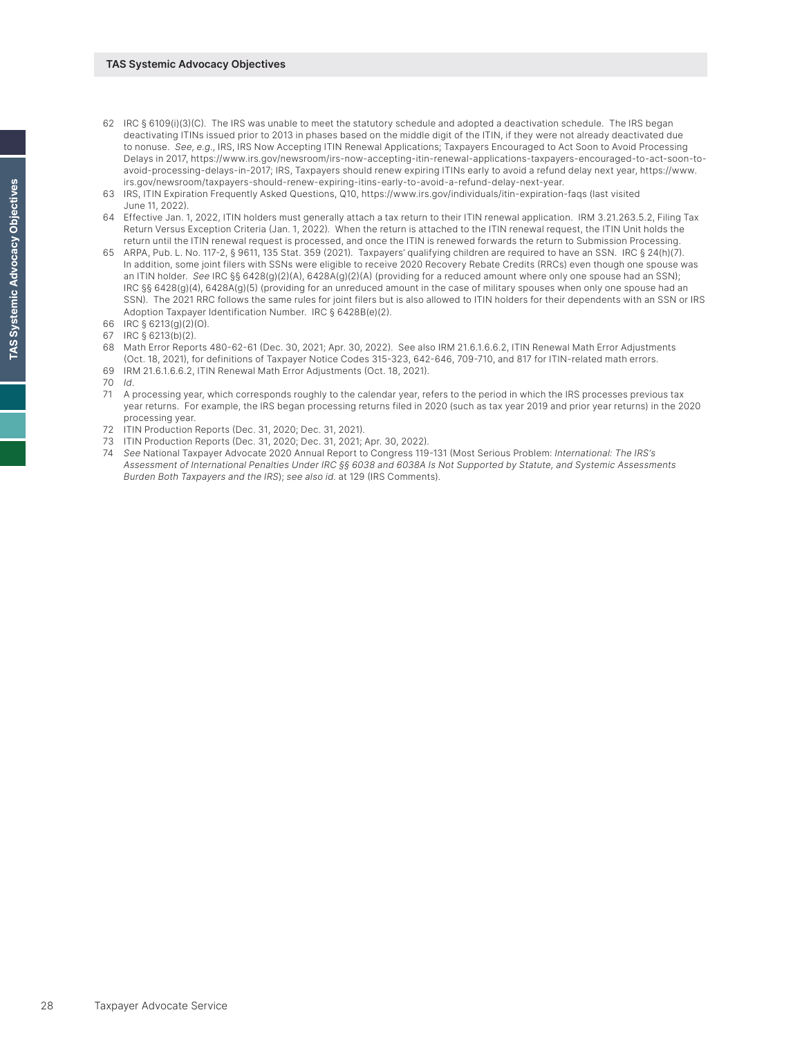62 IRC § 6109(i)(3)(C). The IRS was unable to meet the statutory schedule and adopted a deactivation schedule. The IRS began deactivating ITINs issued prior to 2013 in phases based on the middle digit of the ITIN, if they were not already deactivated due to nonuse. *See, e.g.*, IRS, IRS Now Accepting ITIN Renewal Applications; Taxpayers Encouraged to Act Soon to Avoid Processing Delays in 2017, https://www.irs.gov/newsroom/irs-now-accepting-itin-renewal-applications-taxpayers-encouraged-to-act-soon-to-avoid-processing-delays-in-2017; IRS, Taxpayers should renew expiring ITINs early to avoid a refund delay next year, https://www.irs.gov/newsroom/taxpayers-should-renew-expiring-itins-early-to-avoid-a-refund-delay-next-year.

63 IRS, ITIN Expiration Frequently Asked Questions, Q10, https://www.irs.gov/individuals/itin-expiration-faqs (last visited June 11, 2022).

64 Effective Jan. 1, 2022, ITIN holders must generally attach a tax return to their ITIN renewal application. IRM 3.21.263.5.2, Filing Tax Return Versus Exception Criteria (Jan. 1, 2022). When the return is attached to the ITIN renewal request, the ITIN Unit holds the return until the ITIN renewal request is processed, and once the ITIN is renewed forwards the return to Submission Processing.

65 ARPA, Pub. L. No. 117-2, § 9611, 135 Stat. 359 (2021). Taxpayers' qualifying children are required to have an SSN. IRC § 24(h)(7). In addition, some joint filers with SSNs were eligible to receive 2020 Recovery Rebate Credits (RRCs) even though one spouse was an ITIN holder. *See* IRC §§ 6428(g)(2)(A), 6428A(g)(2)(A) (providing for a reduced amount where only one spouse had an SSN); IRC §§ 6428(g)(4), 6428A(g)(5) (providing for an unreduced amount in the case of military spouses when only one spouse had an SSN). The 2021 RRC follows the same rules for joint filers but is also allowed to ITIN holders for their dependents with an SSN or IRS Adoption Taxpayer Identification Number. IRC § 6428B(e)(2).

66 IRC § 6213(g)(2)(O).

67 IRC § 6213(b)(2).

68 Math Error Reports 480-62-61 (Dec. 30, 2021; Apr. 30, 2022). See also IRM 21.6.1.6.6.2, ITIN Renewal Math Error Adjustments (Oct. 18, 2021), for definitions of Taxpayer Notice Codes 315-323, 642-646, 709-710, and 817 for ITIN-related math errors.

69 IRM 21.6.1.6.6.2, ITIN Renewal Math Error Adjustments (Oct. 18, 2021).

70 *Id*.

71 A processing year, which corresponds roughly to the calendar year, refers to the period in which the IRS processes previous tax year returns. For example, the IRS began processing returns filed in 2020 (such as tax year 2019 and prior year returns) in the 2020 processing year.

72 ITIN Production Reports (Dec. 31, 2020; Dec. 31, 2021).

73 ITIN Production Reports (Dec. 31, 2020; Dec. 31, 2021; Apr. 30, 2022).

74 *See* National Taxpayer Advocate 2020 Annual Report to Congress 119-131 (Most Serious Problem: *International: The IRS's Assessment of International Penalties Under IRC §§ 6038 and 6038A Is Not Supported by Statute, and Systemic Assessments Burden Both Taxpayers and the IRS*); *see also id.* at 129 (IRS Comments).